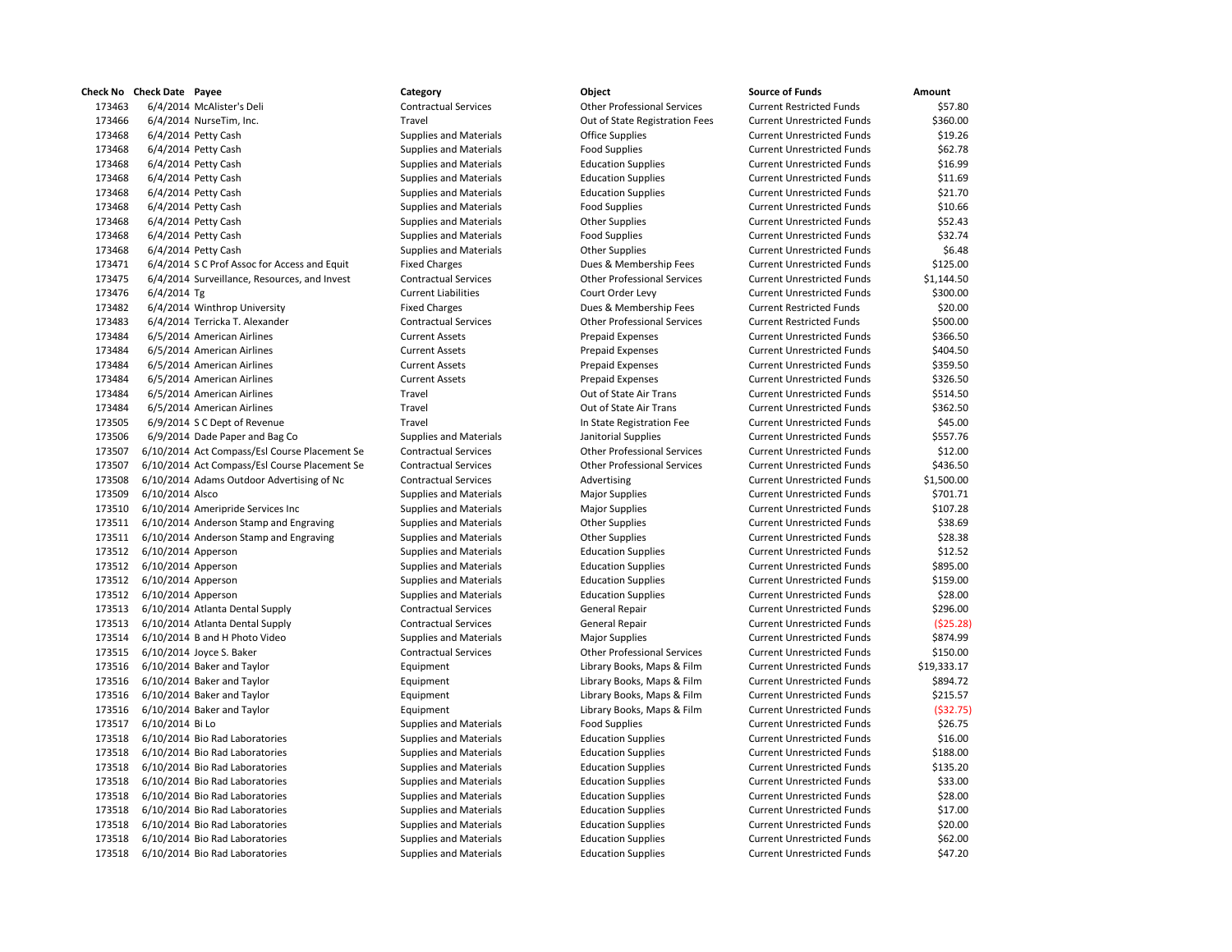| Check No | Check Date | Payee | Category | Object | Source of Funds | Amount |
|---|---|---|---|---|---|---|
| 173463 | 6/4/2014 | McAlister's Deli | Contractual Services | Other Professional Services | Current Restricted Funds | $57.80 |
| 173466 | 6/4/2014 | NurseTim, Inc. | Travel | Out of State Registration Fees | Current Unrestricted Funds | $360.00 |
| 173468 | 6/4/2014 | Petty Cash | Supplies and Materials | Office Supplies | Current Unrestricted Funds | $19.26 |
| 173468 | 6/4/2014 | Petty Cash | Supplies and Materials | Food Supplies | Current Unrestricted Funds | $62.78 |
| 173468 | 6/4/2014 | Petty Cash | Supplies and Materials | Education Supplies | Current Unrestricted Funds | $16.99 |
| 173468 | 6/4/2014 | Petty Cash | Supplies and Materials | Education Supplies | Current Unrestricted Funds | $11.69 |
| 173468 | 6/4/2014 | Petty Cash | Supplies and Materials | Education Supplies | Current Unrestricted Funds | $21.70 |
| 173468 | 6/4/2014 | Petty Cash | Supplies and Materials | Food Supplies | Current Unrestricted Funds | $10.66 |
| 173468 | 6/4/2014 | Petty Cash | Supplies and Materials | Other Supplies | Current Unrestricted Funds | $52.43 |
| 173468 | 6/4/2014 | Petty Cash | Supplies and Materials | Food Supplies | Current Unrestricted Funds | $32.74 |
| 173468 | 6/4/2014 | Petty Cash | Supplies and Materials | Other Supplies | Current Unrestricted Funds | $6.48 |
| 173471 | 6/4/2014 | S C Prof Assoc for Access and Equit | Fixed Charges | Dues & Membership Fees | Current Unrestricted Funds | $125.00 |
| 173475 | 6/4/2014 | Surveillance, Resources, and Invest | Contractual Services | Other Professional Services | Current Unrestricted Funds | $1,144.50 |
| 173476 | 6/4/2014 | Tg | Current Liabilities | Court Order Levy | Current Unrestricted Funds | $300.00 |
| 173482 | 6/4/2014 | Winthrop University | Fixed Charges | Dues & Membership Fees | Current Restricted Funds | $20.00 |
| 173483 | 6/4/2014 | Terricka T. Alexander | Contractual Services | Other Professional Services | Current Restricted Funds | $500.00 |
| 173484 | 6/5/2014 | American Airlines | Current Assets | Prepaid Expenses | Current Unrestricted Funds | $366.50 |
| 173484 | 6/5/2014 | American Airlines | Current Assets | Prepaid Expenses | Current Unrestricted Funds | $404.50 |
| 173484 | 6/5/2014 | American Airlines | Current Assets | Prepaid Expenses | Current Unrestricted Funds | $359.50 |
| 173484 | 6/5/2014 | American Airlines | Current Assets | Prepaid Expenses | Current Unrestricted Funds | $326.50 |
| 173484 | 6/5/2014 | American Airlines | Travel | Out of State Air Trans | Current Unrestricted Funds | $514.50 |
| 173484 | 6/5/2014 | American Airlines | Travel | Out of State Air Trans | Current Unrestricted Funds | $362.50 |
| 173505 | 6/9/2014 | S C Dept of Revenue | Travel | In State Registration Fee | Current Unrestricted Funds | $45.00 |
| 173506 | 6/9/2014 | Dade Paper and Bag Co | Supplies and Materials | Janitorial Supplies | Current Unrestricted Funds | $557.76 |
| 173507 | 6/10/2014 | Act Compass/Esl Course Placement Se | Contractual Services | Other Professional Services | Current Unrestricted Funds | $12.00 |
| 173507 | 6/10/2014 | Act Compass/Esl Course Placement Se | Contractual Services | Other Professional Services | Current Unrestricted Funds | $436.50 |
| 173508 | 6/10/2014 | Adams Outdoor Advertising of Nc | Contractual Services | Advertising | Current Unrestricted Funds | $1,500.00 |
| 173509 | 6/10/2014 | Alsco | Supplies and Materials | Major Supplies | Current Unrestricted Funds | $701.71 |
| 173510 | 6/10/2014 | Ameripride Services Inc | Supplies and Materials | Major Supplies | Current Unrestricted Funds | $107.28 |
| 173511 | 6/10/2014 | Anderson Stamp and Engraving | Supplies and Materials | Other Supplies | Current Unrestricted Funds | $38.69 |
| 173511 | 6/10/2014 | Anderson Stamp and Engraving | Supplies and Materials | Other Supplies | Current Unrestricted Funds | $28.38 |
| 173512 | 6/10/2014 | Apperson | Supplies and Materials | Education Supplies | Current Unrestricted Funds | $12.52 |
| 173512 | 6/10/2014 | Apperson | Supplies and Materials | Education Supplies | Current Unrestricted Funds | $895.00 |
| 173512 | 6/10/2014 | Apperson | Supplies and Materials | Education Supplies | Current Unrestricted Funds | $159.00 |
| 173512 | 6/10/2014 | Apperson | Supplies and Materials | Education Supplies | Current Unrestricted Funds | $28.00 |
| 173513 | 6/10/2014 | Atlanta Dental Supply | Contractual Services | General Repair | Current Unrestricted Funds | $296.00 |
| 173513 | 6/10/2014 | Atlanta Dental Supply | Contractual Services | General Repair | Current Unrestricted Funds | ($25.28) |
| 173514 | 6/10/2014 | B and H Photo Video | Supplies and Materials | Major Supplies | Current Unrestricted Funds | $874.99 |
| 173515 | 6/10/2014 | Joyce S. Baker | Contractual Services | Other Professional Services | Current Unrestricted Funds | $150.00 |
| 173516 | 6/10/2014 | Baker and Taylor | Equipment | Library Books, Maps & Film | Current Unrestricted Funds | $19,333.17 |
| 173516 | 6/10/2014 | Baker and Taylor | Equipment | Library Books, Maps & Film | Current Unrestricted Funds | $894.72 |
| 173516 | 6/10/2014 | Baker and Taylor | Equipment | Library Books, Maps & Film | Current Unrestricted Funds | $215.57 |
| 173516 | 6/10/2014 | Baker and Taylor | Equipment | Library Books, Maps & Film | Current Unrestricted Funds | ($32.75) |
| 173517 | 6/10/2014 | Bi Lo | Supplies and Materials | Food Supplies | Current Unrestricted Funds | $26.75 |
| 173518 | 6/10/2014 | Bio Rad Laboratories | Supplies and Materials | Education Supplies | Current Unrestricted Funds | $16.00 |
| 173518 | 6/10/2014 | Bio Rad Laboratories | Supplies and Materials | Education Supplies | Current Unrestricted Funds | $188.00 |
| 173518 | 6/10/2014 | Bio Rad Laboratories | Supplies and Materials | Education Supplies | Current Unrestricted Funds | $135.20 |
| 173518 | 6/10/2014 | Bio Rad Laboratories | Supplies and Materials | Education Supplies | Current Unrestricted Funds | $33.00 |
| 173518 | 6/10/2014 | Bio Rad Laboratories | Supplies and Materials | Education Supplies | Current Unrestricted Funds | $28.00 |
| 173518 | 6/10/2014 | Bio Rad Laboratories | Supplies and Materials | Education Supplies | Current Unrestricted Funds | $17.00 |
| 173518 | 6/10/2014 | Bio Rad Laboratories | Supplies and Materials | Education Supplies | Current Unrestricted Funds | $20.00 |
| 173518 | 6/10/2014 | Bio Rad Laboratories | Supplies and Materials | Education Supplies | Current Unrestricted Funds | $62.00 |
| 173518 | 6/10/2014 | Bio Rad Laboratories | Supplies and Materials | Education Supplies | Current Unrestricted Funds | $47.20 |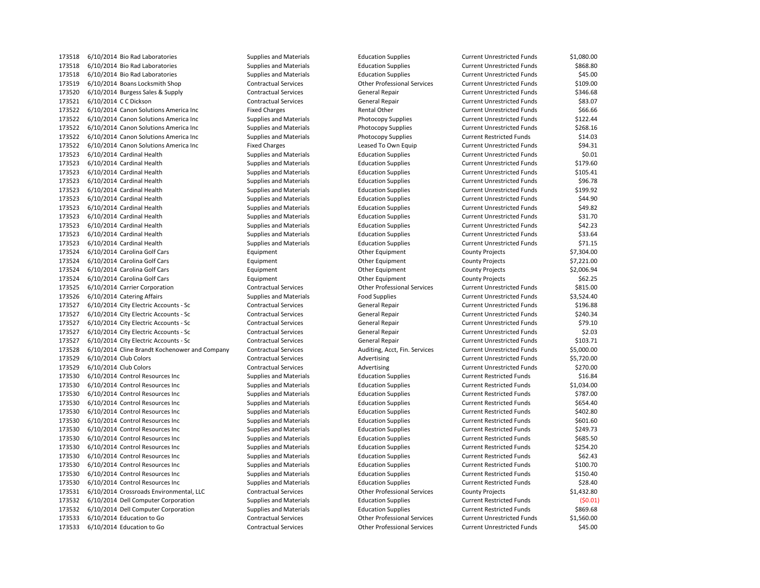| | | | | | | |
|---|---|---|---|---|---|---|
| 173518 | 6/10/2014 | Bio Rad Laboratories | Supplies and Materials | Education Supplies | Current Unrestricted Funds | $1,080.00 |
| 173518 | 6/10/2014 | Bio Rad Laboratories | Supplies and Materials | Education Supplies | Current Unrestricted Funds | $868.80 |
| 173518 | 6/10/2014 | Bio Rad Laboratories | Supplies and Materials | Education Supplies | Current Unrestricted Funds | $45.00 |
| 173519 | 6/10/2014 | Boans Locksmith Shop | Contractual Services | Other Professional Services | Current Unrestricted Funds | $109.00 |
| 173520 | 6/10/2014 | Burgess Sales & Supply | Contractual Services | General Repair | Current Unrestricted Funds | $346.68 |
| 173521 | 6/10/2014 | C C Dickson | Contractual Services | General Repair | Current Unrestricted Funds | $83.07 |
| 173522 | 6/10/2014 | Canon Solutions America Inc | Fixed Charges | Rental Other | Current Unrestricted Funds | $66.66 |
| 173522 | 6/10/2014 | Canon Solutions America Inc | Supplies and Materials | Photocopy Supplies | Current Unrestricted Funds | $122.44 |
| 173522 | 6/10/2014 | Canon Solutions America Inc | Supplies and Materials | Photocopy Supplies | Current Unrestricted Funds | $268.16 |
| 173522 | 6/10/2014 | Canon Solutions America Inc | Supplies and Materials | Photocopy Supplies | Current Restricted Funds | $14.03 |
| 173522 | 6/10/2014 | Canon Solutions America Inc | Fixed Charges | Leased To Own Equip | Current Unrestricted Funds | $94.31 |
| 173523 | 6/10/2014 | Cardinal Health | Supplies and Materials | Education Supplies | Current Unrestricted Funds | $0.01 |
| 173523 | 6/10/2014 | Cardinal Health | Supplies and Materials | Education Supplies | Current Unrestricted Funds | $179.60 |
| 173523 | 6/10/2014 | Cardinal Health | Supplies and Materials | Education Supplies | Current Unrestricted Funds | $105.41 |
| 173523 | 6/10/2014 | Cardinal Health | Supplies and Materials | Education Supplies | Current Unrestricted Funds | $96.78 |
| 173523 | 6/10/2014 | Cardinal Health | Supplies and Materials | Education Supplies | Current Unrestricted Funds | $199.92 |
| 173523 | 6/10/2014 | Cardinal Health | Supplies and Materials | Education Supplies | Current Unrestricted Funds | $44.90 |
| 173523 | 6/10/2014 | Cardinal Health | Supplies and Materials | Education Supplies | Current Unrestricted Funds | $49.82 |
| 173523 | 6/10/2014 | Cardinal Health | Supplies and Materials | Education Supplies | Current Unrestricted Funds | $31.70 |
| 173523 | 6/10/2014 | Cardinal Health | Supplies and Materials | Education Supplies | Current Unrestricted Funds | $42.23 |
| 173523 | 6/10/2014 | Cardinal Health | Supplies and Materials | Education Supplies | Current Unrestricted Funds | $33.64 |
| 173523 | 6/10/2014 | Cardinal Health | Supplies and Materials | Education Supplies | Current Unrestricted Funds | $71.15 |
| 173524 | 6/10/2014 | Carolina Golf Cars | Equipment | Other Equipment | County Projects | $7,304.00 |
| 173524 | 6/10/2014 | Carolina Golf Cars | Equipment | Other Equipment | County Projects | $7,221.00 |
| 173524 | 6/10/2014 | Carolina Golf Cars | Equipment | Other Equipment | County Projects | $2,006.94 |
| 173524 | 6/10/2014 | Carolina Golf Cars | Equipment | Other Equipment | County Projects | $62.25 |
| 173525 | 6/10/2014 | Carrier Corporation | Contractual Services | Other Professional Services | Current Unrestricted Funds | $815.00 |
| 173526 | 6/10/2014 | Catering Affairs | Supplies and Materials | Food Supplies | Current Unrestricted Funds | $3,524.40 |
| 173527 | 6/10/2014 | City Electric Accounts - Sc | Contractual Services | General Repair | Current Unrestricted Funds | $196.88 |
| 173527 | 6/10/2014 | City Electric Accounts - Sc | Contractual Services | General Repair | Current Unrestricted Funds | $240.34 |
| 173527 | 6/10/2014 | City Electric Accounts - Sc | Contractual Services | General Repair | Current Unrestricted Funds | $79.10 |
| 173527 | 6/10/2014 | City Electric Accounts - Sc | Contractual Services | General Repair | Current Unrestricted Funds | $2.03 |
| 173527 | 6/10/2014 | City Electric Accounts - Sc | Contractual Services | General Repair | Current Unrestricted Funds | $103.71 |
| 173528 | 6/10/2014 | Cline Brandt Kochenower and Company | Contractual Services | Auditing, Acct, Fin. Services | Current Unrestricted Funds | $5,000.00 |
| 173529 | 6/10/2014 | Club Colors | Contractual Services | Advertising | Current Unrestricted Funds | $5,720.00 |
| 173529 | 6/10/2014 | Club Colors | Contractual Services | Advertising | Current Unrestricted Funds | $270.00 |
| 173530 | 6/10/2014 | Control Resources Inc | Supplies and Materials | Education Supplies | Current Restricted Funds | $16.84 |
| 173530 | 6/10/2014 | Control Resources Inc | Supplies and Materials | Education Supplies | Current Restricted Funds | $1,034.00 |
| 173530 | 6/10/2014 | Control Resources Inc | Supplies and Materials | Education Supplies | Current Restricted Funds | $787.00 |
| 173530 | 6/10/2014 | Control Resources Inc | Supplies and Materials | Education Supplies | Current Restricted Funds | $654.40 |
| 173530 | 6/10/2014 | Control Resources Inc | Supplies and Materials | Education Supplies | Current Restricted Funds | $402.80 |
| 173530 | 6/10/2014 | Control Resources Inc | Supplies and Materials | Education Supplies | Current Restricted Funds | $601.60 |
| 173530 | 6/10/2014 | Control Resources Inc | Supplies and Materials | Education Supplies | Current Restricted Funds | $249.73 |
| 173530 | 6/10/2014 | Control Resources Inc | Supplies and Materials | Education Supplies | Current Restricted Funds | $685.50 |
| 173530 | 6/10/2014 | Control Resources Inc | Supplies and Materials | Education Supplies | Current Restricted Funds | $254.20 |
| 173530 | 6/10/2014 | Control Resources Inc | Supplies and Materials | Education Supplies | Current Restricted Funds | $62.43 |
| 173530 | 6/10/2014 | Control Resources Inc | Supplies and Materials | Education Supplies | Current Restricted Funds | $100.70 |
| 173530 | 6/10/2014 | Control Resources Inc | Supplies and Materials | Education Supplies | Current Restricted Funds | $150.40 |
| 173530 | 6/10/2014 | Control Resources Inc | Supplies and Materials | Education Supplies | Current Restricted Funds | $28.40 |
| 173531 | 6/10/2014 | Crossroads Environmental, LLC | Contractual Services | Other Professional Services | County Projects | $1,432.80 |
| 173532 | 6/10/2014 | Dell Computer Corporation | Supplies and Materials | Education Supplies | Current Restricted Funds | ($0.01) |
| 173532 | 6/10/2014 | Dell Computer Corporation | Supplies and Materials | Education Supplies | Current Restricted Funds | $869.68 |
| 173533 | 6/10/2014 | Education to Go | Contractual Services | Other Professional Services | Current Unrestricted Funds | $1,560.00 |
| 173533 | 6/10/2014 | Education to Go | Contractual Services | Other Professional Services | Current Unrestricted Funds | $45.00 |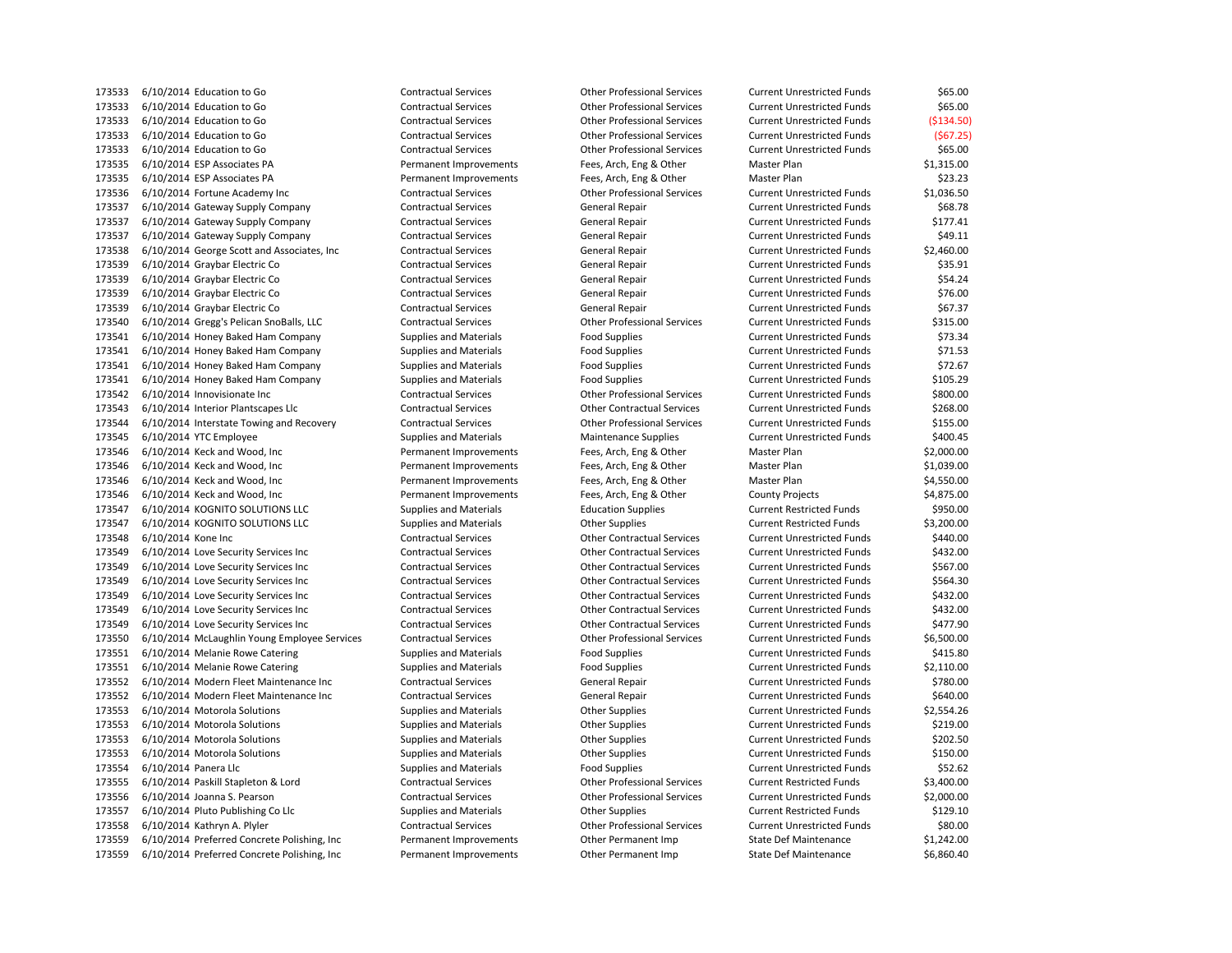| | | | | | | |
|---|---|---|---|---|---|---|
| 173533 | 6/10/2014 | Education to Go | Contractual Services | Other Professional Services | Current Unrestricted Funds | $65.00 |
| 173533 | 6/10/2014 | Education to Go | Contractual Services | Other Professional Services | Current Unrestricted Funds | $65.00 |
| 173533 | 6/10/2014 | Education to Go | Contractual Services | Other Professional Services | Current Unrestricted Funds | ($134.50) |
| 173533 | 6/10/2014 | Education to Go | Contractual Services | Other Professional Services | Current Unrestricted Funds | ($67.25) |
| 173533 | 6/10/2014 | Education to Go | Contractual Services | Other Professional Services | Current Unrestricted Funds | $65.00 |
| 173535 | 6/10/2014 | ESP Associates PA | Permanent Improvements | Fees, Arch, Eng & Other | Master Plan | $1,315.00 |
| 173535 | 6/10/2014 | ESP Associates PA | Permanent Improvements | Fees, Arch, Eng & Other | Master Plan | $23.23 |
| 173536 | 6/10/2014 | Fortune Academy Inc | Contractual Services | Other Professional Services | Current Unrestricted Funds | $1,036.50 |
| 173537 | 6/10/2014 | Gateway Supply Company | Contractual Services | General Repair | Current Unrestricted Funds | $68.78 |
| 173537 | 6/10/2014 | Gateway Supply Company | Contractual Services | General Repair | Current Unrestricted Funds | $177.41 |
| 173537 | 6/10/2014 | Gateway Supply Company | Contractual Services | General Repair | Current Unrestricted Funds | $49.11 |
| 173538 | 6/10/2014 | George Scott and Associates, Inc | Contractual Services | General Repair | Current Unrestricted Funds | $2,460.00 |
| 173539 | 6/10/2014 | Graybar Electric Co | Contractual Services | General Repair | Current Unrestricted Funds | $35.91 |
| 173539 | 6/10/2014 | Graybar Electric Co | Contractual Services | General Repair | Current Unrestricted Funds | $54.24 |
| 173539 | 6/10/2014 | Graybar Electric Co | Contractual Services | General Repair | Current Unrestricted Funds | $76.00 |
| 173539 | 6/10/2014 | Graybar Electric Co | Contractual Services | General Repair | Current Unrestricted Funds | $67.37 |
| 173540 | 6/10/2014 | Gregg's Pelican SnoBalls, LLC | Contractual Services | Other Professional Services | Current Unrestricted Funds | $315.00 |
| 173541 | 6/10/2014 | Honey Baked Ham Company | Supplies and Materials | Food Supplies | Current Unrestricted Funds | $73.34 |
| 173541 | 6/10/2014 | Honey Baked Ham Company | Supplies and Materials | Food Supplies | Current Unrestricted Funds | $71.53 |
| 173541 | 6/10/2014 | Honey Baked Ham Company | Supplies and Materials | Food Supplies | Current Unrestricted Funds | $72.67 |
| 173541 | 6/10/2014 | Honey Baked Ham Company | Supplies and Materials | Food Supplies | Current Unrestricted Funds | $105.29 |
| 173542 | 6/10/2014 | Innovisionate Inc | Contractual Services | Other Professional Services | Current Unrestricted Funds | $800.00 |
| 173543 | 6/10/2014 | Interior Plantscapes Llc | Contractual Services | Other Contractual Services | Current Unrestricted Funds | $268.00 |
| 173544 | 6/10/2014 | Interstate Towing and Recovery | Contractual Services | Other Professional Services | Current Unrestricted Funds | $155.00 |
| 173545 | 6/10/2014 | YTC Employee | Supplies and Materials | Maintenance Supplies | Current Unrestricted Funds | $400.45 |
| 173546 | 6/10/2014 | Keck and Wood, Inc | Permanent Improvements | Fees, Arch, Eng & Other | Master Plan | $2,000.00 |
| 173546 | 6/10/2014 | Keck and Wood, Inc | Permanent Improvements | Fees, Arch, Eng & Other | Master Plan | $1,039.00 |
| 173546 | 6/10/2014 | Keck and Wood, Inc | Permanent Improvements | Fees, Arch, Eng & Other | Master Plan | $4,550.00 |
| 173546 | 6/10/2014 | Keck and Wood, Inc | Permanent Improvements | Fees, Arch, Eng & Other | County Projects | $4,875.00 |
| 173547 | 6/10/2014 | KOGNITO SOLUTIONS LLC | Supplies and Materials | Education Supplies | Current Restricted Funds | $950.00 |
| 173547 | 6/10/2014 | KOGNITO SOLUTIONS LLC | Supplies and Materials | Other Supplies | Current Restricted Funds | $3,200.00 |
| 173548 | 6/10/2014 | Kone Inc | Contractual Services | Other Contractual Services | Current Unrestricted Funds | $440.00 |
| 173549 | 6/10/2014 | Love Security Services Inc | Contractual Services | Other Contractual Services | Current Unrestricted Funds | $432.00 |
| 173549 | 6/10/2014 | Love Security Services Inc | Contractual Services | Other Contractual Services | Current Unrestricted Funds | $567.00 |
| 173549 | 6/10/2014 | Love Security Services Inc | Contractual Services | Other Contractual Services | Current Unrestricted Funds | $564.30 |
| 173549 | 6/10/2014 | Love Security Services Inc | Contractual Services | Other Contractual Services | Current Unrestricted Funds | $432.00 |
| 173549 | 6/10/2014 | Love Security Services Inc | Contractual Services | Other Contractual Services | Current Unrestricted Funds | $432.00 |
| 173549 | 6/10/2014 | Love Security Services Inc | Contractual Services | Other Contractual Services | Current Unrestricted Funds | $477.90 |
| 173550 | 6/10/2014 | McLaughlin Young Employee Services | Contractual Services | Other Professional Services | Current Unrestricted Funds | $6,500.00 |
| 173551 | 6/10/2014 | Melanie Rowe Catering | Supplies and Materials | Food Supplies | Current Unrestricted Funds | $415.80 |
| 173551 | 6/10/2014 | Melanie Rowe Catering | Supplies and Materials | Food Supplies | Current Unrestricted Funds | $2,110.00 |
| 173552 | 6/10/2014 | Modern Fleet Maintenance Inc | Contractual Services | General Repair | Current Unrestricted Funds | $780.00 |
| 173552 | 6/10/2014 | Modern Fleet Maintenance Inc | Contractual Services | General Repair | Current Unrestricted Funds | $640.00 |
| 173553 | 6/10/2014 | Motorola Solutions | Supplies and Materials | Other Supplies | Current Unrestricted Funds | $2,554.26 |
| 173553 | 6/10/2014 | Motorola Solutions | Supplies and Materials | Other Supplies | Current Unrestricted Funds | $219.00 |
| 173553 | 6/10/2014 | Motorola Solutions | Supplies and Materials | Other Supplies | Current Unrestricted Funds | $202.50 |
| 173553 | 6/10/2014 | Motorola Solutions | Supplies and Materials | Other Supplies | Current Unrestricted Funds | $150.00 |
| 173554 | 6/10/2014 | Panera Llc | Supplies and Materials | Food Supplies | Current Unrestricted Funds | $52.62 |
| 173555 | 6/10/2014 | Paskill Stapleton & Lord | Contractual Services | Other Professional Services | Current Restricted Funds | $3,400.00 |
| 173556 | 6/10/2014 | Joanna S. Pearson | Contractual Services | Other Professional Services | Current Unrestricted Funds | $2,000.00 |
| 173557 | 6/10/2014 | Pluto Publishing Co Llc | Supplies and Materials | Other Supplies | Current Restricted Funds | $129.10 |
| 173558 | 6/10/2014 | Kathryn A. Plyler | Contractual Services | Other Professional Services | Current Unrestricted Funds | $80.00 |
| 173559 | 6/10/2014 | Preferred Concrete Polishing, Inc | Permanent Improvements | Other Permanent Imp | State Def Maintenance | $1,242.00 |
| 173559 | 6/10/2014 | Preferred Concrete Polishing, Inc | Permanent Improvements | Other Permanent Imp | State Def Maintenance | $6,860.40 |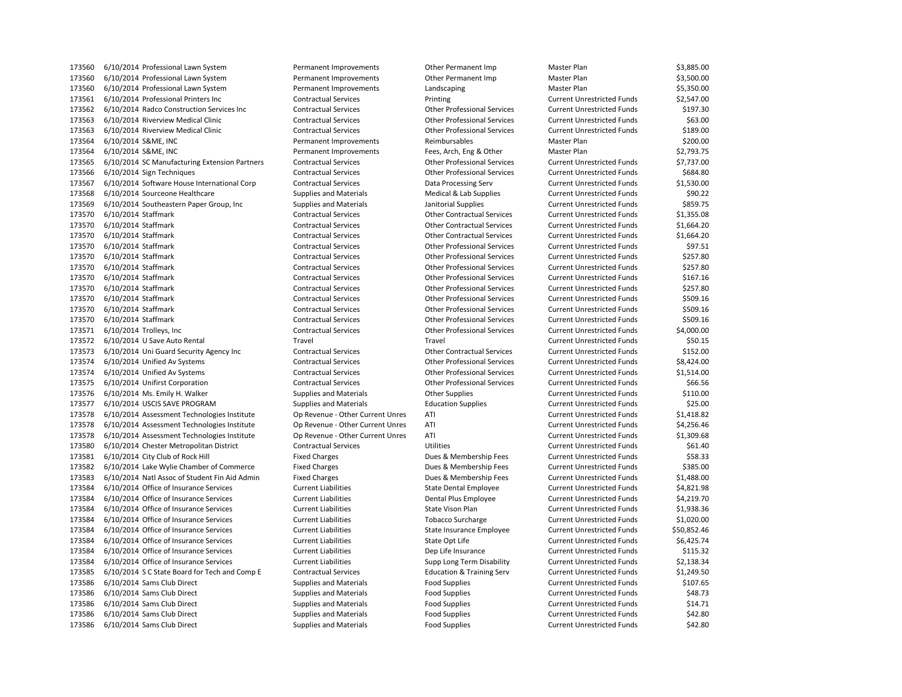| | | | | | | |
|---|---|---|---|---|---|---|
| 173560 | 6/10/2014 | Professional Lawn System | Permanent Improvements | Other Permanent Imp | Master Plan | $3,885.00 |
| 173560 | 6/10/2014 | Professional Lawn System | Permanent Improvements | Other Permanent Imp | Master Plan | $3,500.00 |
| 173560 | 6/10/2014 | Professional Lawn System | Permanent Improvements | Landscaping | Master Plan | $5,350.00 |
| 173561 | 6/10/2014 | Professional Printers Inc | Contractual Services | Printing | Current Unrestricted Funds | $2,547.00 |
| 173562 | 6/10/2014 | Radco Construction Services Inc | Contractual Services | Other Professional Services | Current Unrestricted Funds | $197.30 |
| 173563 | 6/10/2014 | Riverview Medical Clinic | Contractual Services | Other Professional Services | Current Unrestricted Funds | $63.00 |
| 173563 | 6/10/2014 | Riverview Medical Clinic | Contractual Services | Other Professional Services | Current Unrestricted Funds | $189.00 |
| 173564 | 6/10/2014 | S&ME, INC | Permanent Improvements | Reimbursables | Master Plan | $200.00 |
| 173564 | 6/10/2014 | S&ME, INC | Permanent Improvements | Fees, Arch, Eng & Other | Master Plan | $2,793.75 |
| 173565 | 6/10/2014 | SC Manufacturing Extension Partners | Contractual Services | Other Professional Services | Current Unrestricted Funds | $7,737.00 |
| 173566 | 6/10/2014 | Sign Techniques | Contractual Services | Other Professional Services | Current Unrestricted Funds | $684.80 |
| 173567 | 6/10/2014 | Software House International Corp | Contractual Services | Data Processing Serv | Current Unrestricted Funds | $1,530.00 |
| 173568 | 6/10/2014 | Sourceone Healthcare | Supplies and Materials | Medical & Lab Supplies | Current Unrestricted Funds | $90.22 |
| 173569 | 6/10/2014 | Southeastern Paper Group, Inc | Supplies and Materials | Janitorial Supplies | Current Unrestricted Funds | $859.75 |
| 173570 | 6/10/2014 | Staffmark | Contractual Services | Other Contractual Services | Current Unrestricted Funds | $1,355.08 |
| 173570 | 6/10/2014 | Staffmark | Contractual Services | Other Contractual Services | Current Unrestricted Funds | $1,664.20 |
| 173570 | 6/10/2014 | Staffmark | Contractual Services | Other Contractual Services | Current Unrestricted Funds | $1,664.20 |
| 173570 | 6/10/2014 | Staffmark | Contractual Services | Other Professional Services | Current Unrestricted Funds | $97.51 |
| 173570 | 6/10/2014 | Staffmark | Contractual Services | Other Professional Services | Current Unrestricted Funds | $257.80 |
| 173570 | 6/10/2014 | Staffmark | Contractual Services | Other Professional Services | Current Unrestricted Funds | $257.80 |
| 173570 | 6/10/2014 | Staffmark | Contractual Services | Other Professional Services | Current Unrestricted Funds | $167.16 |
| 173570 | 6/10/2014 | Staffmark | Contractual Services | Other Professional Services | Current Unrestricted Funds | $257.80 |
| 173570 | 6/10/2014 | Staffmark | Contractual Services | Other Professional Services | Current Unrestricted Funds | $509.16 |
| 173570 | 6/10/2014 | Staffmark | Contractual Services | Other Professional Services | Current Unrestricted Funds | $509.16 |
| 173570 | 6/10/2014 | Staffmark | Contractual Services | Other Professional Services | Current Unrestricted Funds | $509.16 |
| 173571 | 6/10/2014 | Trolleys, Inc | Contractual Services | Other Professional Services | Current Unrestricted Funds | $4,000.00 |
| 173572 | 6/10/2014 | U Save Auto Rental | Travel | Travel | Current Unrestricted Funds | $50.15 |
| 173573 | 6/10/2014 | Uni Guard Security Agency Inc | Contractual Services | Other Contractual Services | Current Unrestricted Funds | $152.00 |
| 173574 | 6/10/2014 | Unified Av Systems | Contractual Services | Other Professional Services | Current Unrestricted Funds | $8,424.00 |
| 173574 | 6/10/2014 | Unified Av Systems | Contractual Services | Other Professional Services | Current Unrestricted Funds | $1,514.00 |
| 173575 | 6/10/2014 | Unifirst Corporation | Contractual Services | Other Professional Services | Current Unrestricted Funds | $66.56 |
| 173576 | 6/10/2014 | Ms. Emily H. Walker | Supplies and Materials | Other Supplies | Current Unrestricted Funds | $110.00 |
| 173577 | 6/10/2014 | USCIS SAVE PROGRAM | Supplies and Materials | Education Supplies | Current Unrestricted Funds | $25.00 |
| 173578 | 6/10/2014 | Assessment Technologies Institute | Op Revenue - Other Current Unres | ATI | Current Unrestricted Funds | $1,418.82 |
| 173578 | 6/10/2014 | Assessment Technologies Institute | Op Revenue - Other Current Unres | ATI | Current Unrestricted Funds | $4,256.46 |
| 173578 | 6/10/2014 | Assessment Technologies Institute | Op Revenue - Other Current Unres | ATI | Current Unrestricted Funds | $1,309.68 |
| 173580 | 6/10/2014 | Chester Metropolitan District | Contractual Services | Utilities | Current Unrestricted Funds | $61.40 |
| 173581 | 6/10/2014 | City Club of Rock Hill | Fixed Charges | Dues & Membership Fees | Current Unrestricted Funds | $58.33 |
| 173582 | 6/10/2014 | Lake Wylie Chamber of Commerce | Fixed Charges | Dues & Membership Fees | Current Unrestricted Funds | $385.00 |
| 173583 | 6/10/2014 | Natl Assoc of Student Fin Aid Admin | Fixed Charges | Dues & Membership Fees | Current Unrestricted Funds | $1,488.00 |
| 173584 | 6/10/2014 | Office of Insurance Services | Current Liabilities | State Dental Employee | Current Unrestricted Funds | $4,821.98 |
| 173584 | 6/10/2014 | Office of Insurance Services | Current Liabilities | Dental Plus Employee | Current Unrestricted Funds | $4,219.70 |
| 173584 | 6/10/2014 | Office of Insurance Services | Current Liabilities | State Vison Plan | Current Unrestricted Funds | $1,938.36 |
| 173584 | 6/10/2014 | Office of Insurance Services | Current Liabilities | Tobacco Surcharge | Current Unrestricted Funds | $1,020.00 |
| 173584 | 6/10/2014 | Office of Insurance Services | Current Liabilities | State Insurance Employee | Current Unrestricted Funds | $50,852.46 |
| 173584 | 6/10/2014 | Office of Insurance Services | Current Liabilities | State Opt Life | Current Unrestricted Funds | $6,425.74 |
| 173584 | 6/10/2014 | Office of Insurance Services | Current Liabilities | Dep Life Insurance | Current Unrestricted Funds | $115.32 |
| 173584 | 6/10/2014 | Office of Insurance Services | Current Liabilities | Supp Long Term Disability | Current Unrestricted Funds | $2,138.34 |
| 173585 | 6/10/2014 | S C State Board for Tech and Comp E | Contractual Services | Education & Training Serv | Current Unrestricted Funds | $1,249.50 |
| 173586 | 6/10/2014 | Sams Club Direct | Supplies and Materials | Food Supplies | Current Unrestricted Funds | $107.65 |
| 173586 | 6/10/2014 | Sams Club Direct | Supplies and Materials | Food Supplies | Current Unrestricted Funds | $48.73 |
| 173586 | 6/10/2014 | Sams Club Direct | Supplies and Materials | Food Supplies | Current Unrestricted Funds | $14.71 |
| 173586 | 6/10/2014 | Sams Club Direct | Supplies and Materials | Food Supplies | Current Unrestricted Funds | $42.80 |
| 173586 | 6/10/2014 | Sams Club Direct | Supplies and Materials | Food Supplies | Current Unrestricted Funds | $42.80 |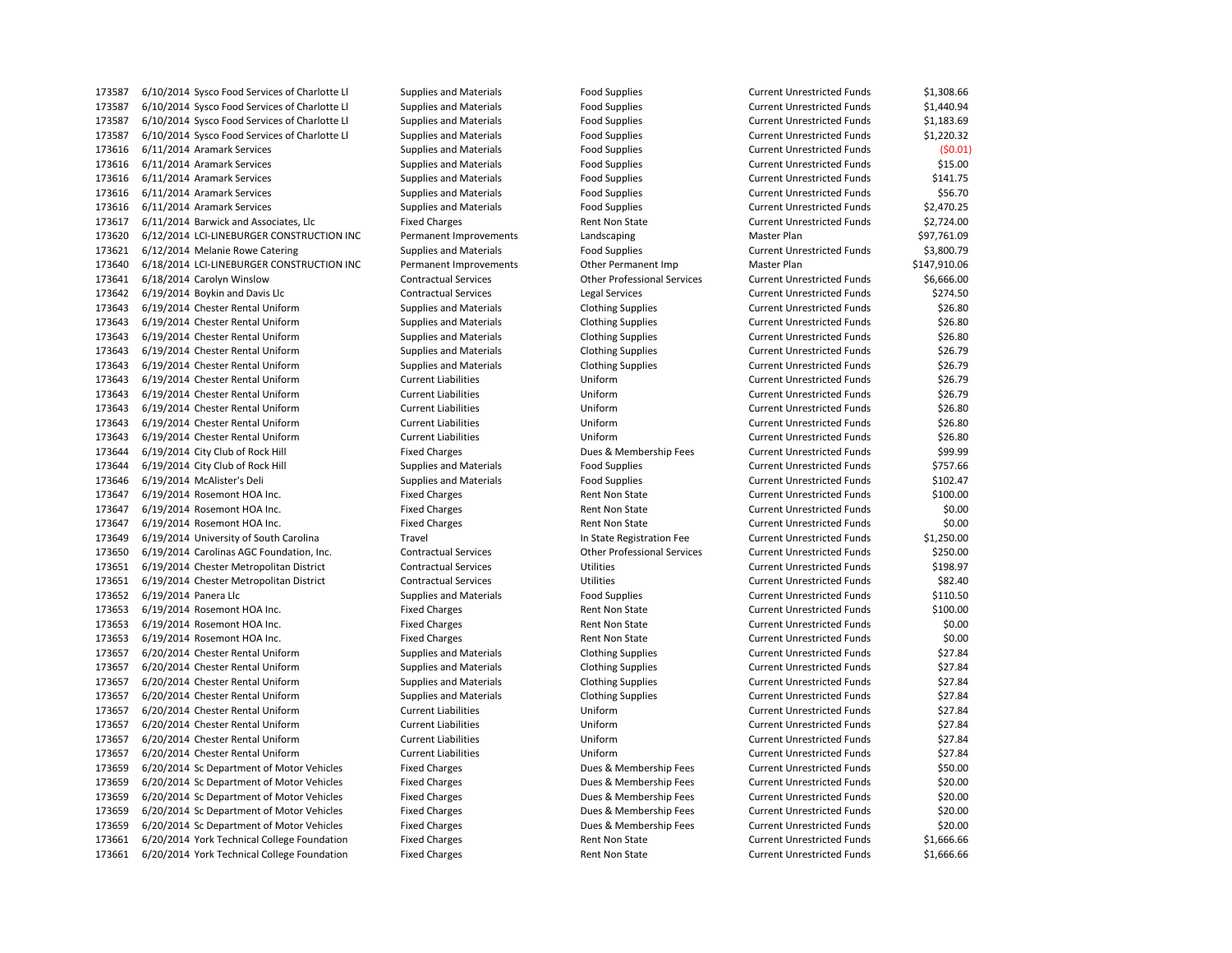| | | | | | | |
|---|---|---|---|---|---|---|
| 173587 | 6/10/2014 | Sysco Food Services of Charlotte Ll | Supplies and Materials | Food Supplies | Current Unrestricted Funds | $1,308.66 |
| 173587 | 6/10/2014 | Sysco Food Services of Charlotte Ll | Supplies and Materials | Food Supplies | Current Unrestricted Funds | $1,440.94 |
| 173587 | 6/10/2014 | Sysco Food Services of Charlotte Ll | Supplies and Materials | Food Supplies | Current Unrestricted Funds | $1,183.69 |
| 173587 | 6/10/2014 | Sysco Food Services of Charlotte Ll | Supplies and Materials | Food Supplies | Current Unrestricted Funds | $1,220.32 |
| 173616 | 6/11/2014 | Aramark Services | Supplies and Materials | Food Supplies | Current Unrestricted Funds | ($0.01) |
| 173616 | 6/11/2014 | Aramark Services | Supplies and Materials | Food Supplies | Current Unrestricted Funds | $15.00 |
| 173616 | 6/11/2014 | Aramark Services | Supplies and Materials | Food Supplies | Current Unrestricted Funds | $141.75 |
| 173616 | 6/11/2014 | Aramark Services | Supplies and Materials | Food Supplies | Current Unrestricted Funds | $56.70 |
| 173616 | 6/11/2014 | Aramark Services | Supplies and Materials | Food Supplies | Current Unrestricted Funds | $2,470.25 |
| 173617 | 6/11/2014 | Barwick and Associates, Llc | Fixed Charges | Rent Non State | Current Unrestricted Funds | $2,724.00 |
| 173620 | 6/12/2014 | LCI-LINEBURGER CONSTRUCTION INC | Permanent Improvements | Landscaping | Master Plan | $97,761.09 |
| 173621 | 6/12/2014 | Melanie Rowe Catering | Supplies and Materials | Food Supplies | Current Unrestricted Funds | $3,800.79 |
| 173640 | 6/18/2014 | LCI-LINEBURGER CONSTRUCTION INC | Permanent Improvements | Other Permanent Imp | Master Plan | $147,910.06 |
| 173641 | 6/18/2014 | Carolyn Winslow | Contractual Services | Other Professional Services | Current Unrestricted Funds | $6,666.00 |
| 173642 | 6/19/2014 | Boykin and Davis Llc | Contractual Services | Legal Services | Current Unrestricted Funds | $274.50 |
| 173643 | 6/19/2014 | Chester Rental Uniform | Supplies and Materials | Clothing Supplies | Current Unrestricted Funds | $26.80 |
| 173643 | 6/19/2014 | Chester Rental Uniform | Supplies and Materials | Clothing Supplies | Current Unrestricted Funds | $26.80 |
| 173643 | 6/19/2014 | Chester Rental Uniform | Supplies and Materials | Clothing Supplies | Current Unrestricted Funds | $26.80 |
| 173643 | 6/19/2014 | Chester Rental Uniform | Supplies and Materials | Clothing Supplies | Current Unrestricted Funds | $26.79 |
| 173643 | 6/19/2014 | Chester Rental Uniform | Supplies and Materials | Clothing Supplies | Current Unrestricted Funds | $26.79 |
| 173643 | 6/19/2014 | Chester Rental Uniform | Current Liabilities | Uniform | Current Unrestricted Funds | $26.79 |
| 173643 | 6/19/2014 | Chester Rental Uniform | Current Liabilities | Uniform | Current Unrestricted Funds | $26.79 |
| 173643 | 6/19/2014 | Chester Rental Uniform | Current Liabilities | Uniform | Current Unrestricted Funds | $26.80 |
| 173643 | 6/19/2014 | Chester Rental Uniform | Current Liabilities | Uniform | Current Unrestricted Funds | $26.80 |
| 173643 | 6/19/2014 | Chester Rental Uniform | Current Liabilities | Uniform | Current Unrestricted Funds | $26.80 |
| 173644 | 6/19/2014 | City Club of Rock Hill | Fixed Charges | Dues & Membership Fees | Current Unrestricted Funds | $99.99 |
| 173644 | 6/19/2014 | City Club of Rock Hill | Supplies and Materials | Food Supplies | Current Unrestricted Funds | $757.66 |
| 173646 | 6/19/2014 | McAlister's Deli | Supplies and Materials | Food Supplies | Current Unrestricted Funds | $102.47 |
| 173647 | 6/19/2014 | Rosemont HOA Inc. | Fixed Charges | Rent Non State | Current Unrestricted Funds | $100.00 |
| 173647 | 6/19/2014 | Rosemont HOA Inc. | Fixed Charges | Rent Non State | Current Unrestricted Funds | $0.00 |
| 173647 | 6/19/2014 | Rosemont HOA Inc. | Fixed Charges | Rent Non State | Current Unrestricted Funds | $0.00 |
| 173649 | 6/19/2014 | University of South Carolina | Travel | In State Registration Fee | Current Unrestricted Funds | $1,250.00 |
| 173650 | 6/19/2014 | Carolinas AGC Foundation, Inc. | Contractual Services | Other Professional Services | Current Unrestricted Funds | $250.00 |
| 173651 | 6/19/2014 | Chester Metropolitan District | Contractual Services | Utilities | Current Unrestricted Funds | $198.97 |
| 173651 | 6/19/2014 | Chester Metropolitan District | Contractual Services | Utilities | Current Unrestricted Funds | $82.40 |
| 173652 | 6/19/2014 | Panera Llc | Supplies and Materials | Food Supplies | Current Unrestricted Funds | $110.50 |
| 173653 | 6/19/2014 | Rosemont HOA Inc. | Fixed Charges | Rent Non State | Current Unrestricted Funds | $100.00 |
| 173653 | 6/19/2014 | Rosemont HOA Inc. | Fixed Charges | Rent Non State | Current Unrestricted Funds | $0.00 |
| 173653 | 6/19/2014 | Rosemont HOA Inc. | Fixed Charges | Rent Non State | Current Unrestricted Funds | $0.00 |
| 173657 | 6/20/2014 | Chester Rental Uniform | Supplies and Materials | Clothing Supplies | Current Unrestricted Funds | $27.84 |
| 173657 | 6/20/2014 | Chester Rental Uniform | Supplies and Materials | Clothing Supplies | Current Unrestricted Funds | $27.84 |
| 173657 | 6/20/2014 | Chester Rental Uniform | Supplies and Materials | Clothing Supplies | Current Unrestricted Funds | $27.84 |
| 173657 | 6/20/2014 | Chester Rental Uniform | Supplies and Materials | Clothing Supplies | Current Unrestricted Funds | $27.84 |
| 173657 | 6/20/2014 | Chester Rental Uniform | Current Liabilities | Uniform | Current Unrestricted Funds | $27.84 |
| 173657 | 6/20/2014 | Chester Rental Uniform | Current Liabilities | Uniform | Current Unrestricted Funds | $27.84 |
| 173657 | 6/20/2014 | Chester Rental Uniform | Current Liabilities | Uniform | Current Unrestricted Funds | $27.84 |
| 173657 | 6/20/2014 | Chester Rental Uniform | Current Liabilities | Uniform | Current Unrestricted Funds | $27.84 |
| 173659 | 6/20/2014 | Sc Department of Motor Vehicles | Fixed Charges | Dues & Membership Fees | Current Unrestricted Funds | $50.00 |
| 173659 | 6/20/2014 | Sc Department of Motor Vehicles | Fixed Charges | Dues & Membership Fees | Current Unrestricted Funds | $20.00 |
| 173659 | 6/20/2014 | Sc Department of Motor Vehicles | Fixed Charges | Dues & Membership Fees | Current Unrestricted Funds | $20.00 |
| 173659 | 6/20/2014 | Sc Department of Motor Vehicles | Fixed Charges | Dues & Membership Fees | Current Unrestricted Funds | $20.00 |
| 173659 | 6/20/2014 | Sc Department of Motor Vehicles | Fixed Charges | Dues & Membership Fees | Current Unrestricted Funds | $20.00 |
| 173661 | 6/20/2014 | York Technical College Foundation | Fixed Charges | Rent Non State | Current Unrestricted Funds | $1,666.66 |
| 173661 | 6/20/2014 | York Technical College Foundation | Fixed Charges | Rent Non State | Current Unrestricted Funds | $1,666.66 |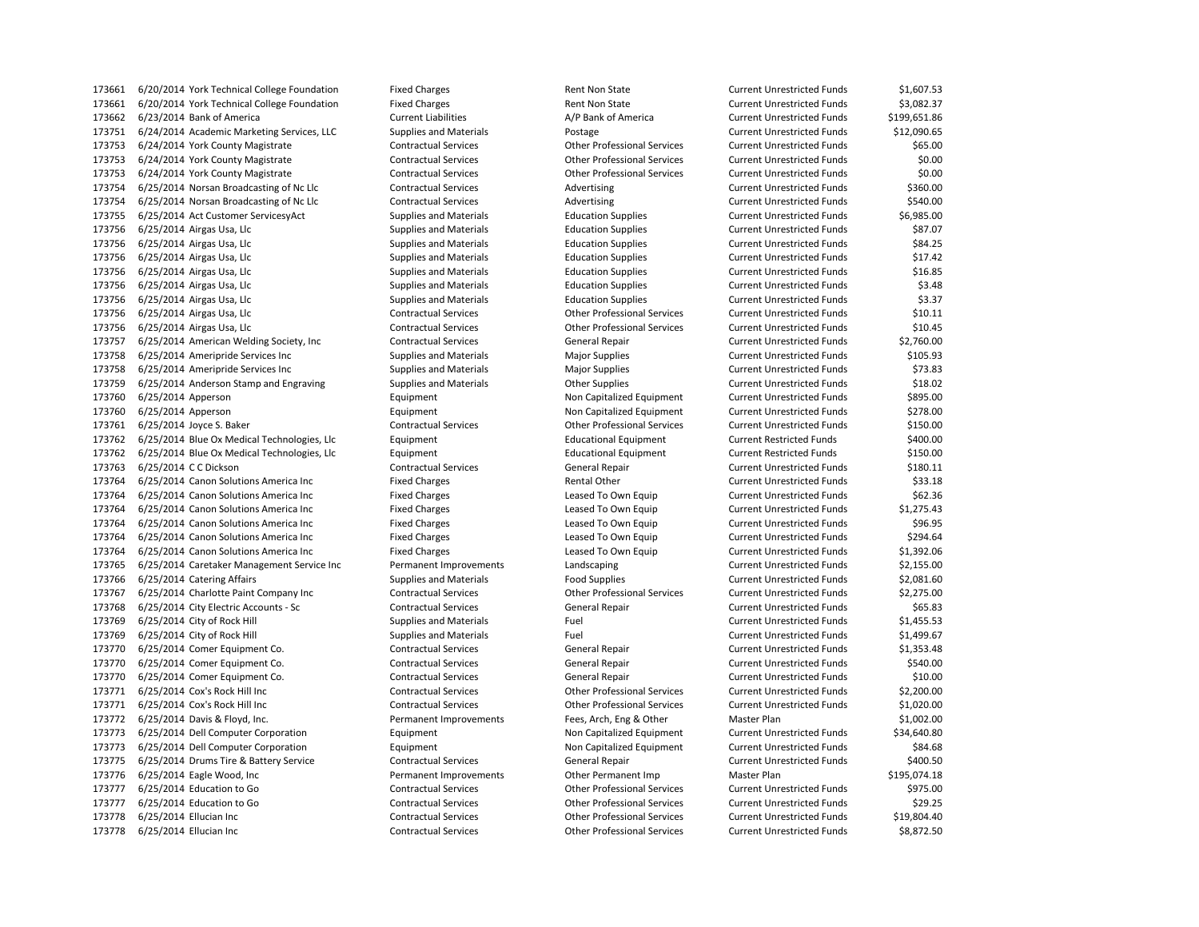| | | | | | | |
|---|---|---|---|---|---|---|
| 173661 | 6/20/2014 | York Technical College Foundation | Fixed Charges | Rent Non State | Current Unrestricted Funds | $1,607.53 |
| 173661 | 6/20/2014 | York Technical College Foundation | Fixed Charges | Rent Non State | Current Unrestricted Funds | $3,082.37 |
| 173662 | 6/23/2014 | Bank of America | Current Liabilities | A/P Bank of America | Current Unrestricted Funds | $199,651.86 |
| 173751 | 6/24/2014 | Academic Marketing Services, LLC | Supplies and Materials | Postage | Current Unrestricted Funds | $12,090.65 |
| 173753 | 6/24/2014 | York County Magistrate | Contractual Services | Other Professional Services | Current Unrestricted Funds | $65.00 |
| 173753 | 6/24/2014 | York County Magistrate | Contractual Services | Other Professional Services | Current Unrestricted Funds | $0.00 |
| 173753 | 6/24/2014 | York County Magistrate | Contractual Services | Other Professional Services | Current Unrestricted Funds | $0.00 |
| 173754 | 6/25/2014 | Norsan Broadcasting of Nc Llc | Contractual Services | Advertising | Current Unrestricted Funds | $360.00 |
| 173754 | 6/25/2014 | Norsan Broadcasting of Nc Llc | Contractual Services | Advertising | Current Unrestricted Funds | $540.00 |
| 173755 | 6/25/2014 | Act Customer ServicesyAct | Supplies and Materials | Education Supplies | Current Unrestricted Funds | $6,985.00 |
| 173756 | 6/25/2014 | Airgas Usa, Llc | Supplies and Materials | Education Supplies | Current Unrestricted Funds | $87.07 |
| 173756 | 6/25/2014 | Airgas Usa, Llc | Supplies and Materials | Education Supplies | Current Unrestricted Funds | $84.25 |
| 173756 | 6/25/2014 | Airgas Usa, Llc | Supplies and Materials | Education Supplies | Current Unrestricted Funds | $17.42 |
| 173756 | 6/25/2014 | Airgas Usa, Llc | Supplies and Materials | Education Supplies | Current Unrestricted Funds | $16.85 |
| 173756 | 6/25/2014 | Airgas Usa, Llc | Supplies and Materials | Education Supplies | Current Unrestricted Funds | $3.48 |
| 173756 | 6/25/2014 | Airgas Usa, Llc | Supplies and Materials | Education Supplies | Current Unrestricted Funds | $3.37 |
| 173756 | 6/25/2014 | Airgas Usa, Llc | Contractual Services | Other Professional Services | Current Unrestricted Funds | $10.11 |
| 173756 | 6/25/2014 | Airgas Usa, Llc | Contractual Services | Other Professional Services | Current Unrestricted Funds | $10.45 |
| 173757 | 6/25/2014 | American Welding Society, Inc | Contractual Services | General Repair | Current Unrestricted Funds | $2,760.00 |
| 173758 | 6/25/2014 | Ameripride Services Inc | Supplies and Materials | Major Supplies | Current Unrestricted Funds | $105.93 |
| 173758 | 6/25/2014 | Ameripride Services Inc | Supplies and Materials | Major Supplies | Current Unrestricted Funds | $73.83 |
| 173759 | 6/25/2014 | Anderson Stamp and Engraving | Supplies and Materials | Other Supplies | Current Unrestricted Funds | $18.02 |
| 173760 | 6/25/2014 | Apperson | Equipment | Non Capitalized Equipment | Current Unrestricted Funds | $895.00 |
| 173760 | 6/25/2014 | Apperson | Equipment | Non Capitalized Equipment | Current Unrestricted Funds | $278.00 |
| 173761 | 6/25/2014 | Joyce S. Baker | Contractual Services | Other Professional Services | Current Unrestricted Funds | $150.00 |
| 173762 | 6/25/2014 | Blue Ox Medical Technologies, Llc | Equipment | Educational Equipment | Current Restricted Funds | $400.00 |
| 173762 | 6/25/2014 | Blue Ox Medical Technologies, Llc | Equipment | Educational Equipment | Current Restricted Funds | $150.00 |
| 173763 | 6/25/2014 | C C Dickson | Contractual Services | General Repair | Current Unrestricted Funds | $180.11 |
| 173764 | 6/25/2014 | Canon Solutions America Inc | Fixed Charges | Rental Other | Current Unrestricted Funds | $33.18 |
| 173764 | 6/25/2014 | Canon Solutions America Inc | Fixed Charges | Leased To Own Equip | Current Unrestricted Funds | $62.36 |
| 173764 | 6/25/2014 | Canon Solutions America Inc | Fixed Charges | Leased To Own Equip | Current Unrestricted Funds | $1,275.43 |
| 173764 | 6/25/2014 | Canon Solutions America Inc | Fixed Charges | Leased To Own Equip | Current Unrestricted Funds | $96.95 |
| 173764 | 6/25/2014 | Canon Solutions America Inc | Fixed Charges | Leased To Own Equip | Current Unrestricted Funds | $294.64 |
| 173764 | 6/25/2014 | Canon Solutions America Inc | Fixed Charges | Leased To Own Equip | Current Unrestricted Funds | $1,392.06 |
| 173765 | 6/25/2014 | Caretaker Management Service Inc | Permanent Improvements | Landscaping | Current Unrestricted Funds | $2,155.00 |
| 173766 | 6/25/2014 | Catering Affairs | Supplies and Materials | Food Supplies | Current Unrestricted Funds | $2,081.60 |
| 173767 | 6/25/2014 | Charlotte Paint Company Inc | Contractual Services | Other Professional Services | Current Unrestricted Funds | $2,275.00 |
| 173768 | 6/25/2014 | City Electric Accounts - Sc | Contractual Services | General Repair | Current Unrestricted Funds | $65.83 |
| 173769 | 6/25/2014 | City of Rock Hill | Supplies and Materials | Fuel | Current Unrestricted Funds | $1,455.53 |
| 173769 | 6/25/2014 | City of Rock Hill | Supplies and Materials | Fuel | Current Unrestricted Funds | $1,499.67 |
| 173770 | 6/25/2014 | Comer Equipment Co. | Contractual Services | General Repair | Current Unrestricted Funds | $1,353.48 |
| 173770 | 6/25/2014 | Comer Equipment Co. | Contractual Services | General Repair | Current Unrestricted Funds | $540.00 |
| 173770 | 6/25/2014 | Comer Equipment Co. | Contractual Services | General Repair | Current Unrestricted Funds | $10.00 |
| 173771 | 6/25/2014 | Cox's Rock Hill Inc | Contractual Services | Other Professional Services | Current Unrestricted Funds | $2,200.00 |
| 173771 | 6/25/2014 | Cox's Rock Hill Inc | Contractual Services | Other Professional Services | Current Unrestricted Funds | $1,020.00 |
| 173772 | 6/25/2014 | Davis & Floyd, Inc. | Permanent Improvements | Fees, Arch, Eng & Other | Master Plan | $1,002.00 |
| 173773 | 6/25/2014 | Dell Computer Corporation | Equipment | Non Capitalized Equipment | Current Unrestricted Funds | $34,640.80 |
| 173773 | 6/25/2014 | Dell Computer Corporation | Equipment | Non Capitalized Equipment | Current Unrestricted Funds | $84.68 |
| 173775 | 6/25/2014 | Drums Tire & Battery Service | Contractual Services | General Repair | Current Unrestricted Funds | $400.50 |
| 173776 | 6/25/2014 | Eagle Wood, Inc | Permanent Improvements | Other Permanent Imp | Master Plan | $195,074.18 |
| 173777 | 6/25/2014 | Education to Go | Contractual Services | Other Professional Services | Current Unrestricted Funds | $975.00 |
| 173777 | 6/25/2014 | Education to Go | Contractual Services | Other Professional Services | Current Unrestricted Funds | $29.25 |
| 173778 | 6/25/2014 | Ellucian Inc | Contractual Services | Other Professional Services | Current Unrestricted Funds | $19,804.40 |
| 173778 | 6/25/2014 | Ellucian Inc | Contractual Services | Other Professional Services | Current Unrestricted Funds | $8,872.50 |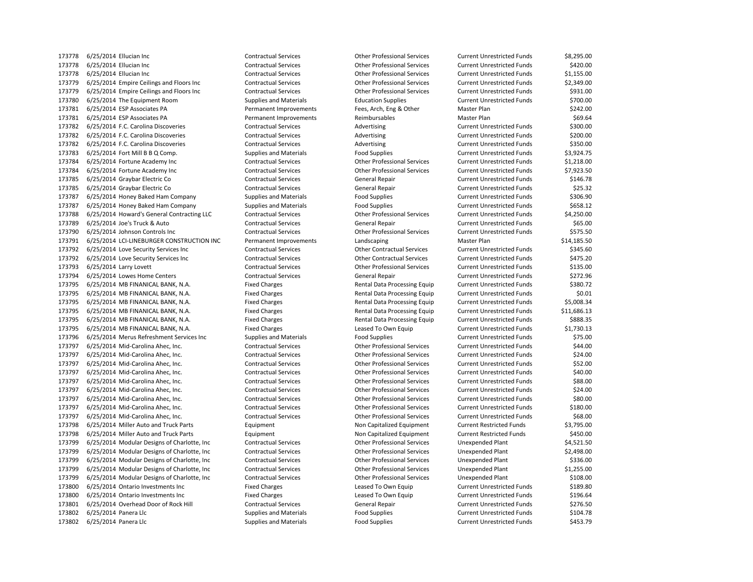| | | | | | | |
|---|---|---|---|---|---|---|
| 173778 | 6/25/2014 | Ellucian Inc | Contractual Services | Other Professional Services | Current Unrestricted Funds | $8,295.00 |
| 173778 | 6/25/2014 | Ellucian Inc | Contractual Services | Other Professional Services | Current Unrestricted Funds | $420.00 |
| 173778 | 6/25/2014 | Ellucian Inc | Contractual Services | Other Professional Services | Current Unrestricted Funds | $1,155.00 |
| 173779 | 6/25/2014 | Empire Ceilings and Floors Inc | Contractual Services | Other Professional Services | Current Unrestricted Funds | $2,349.00 |
| 173779 | 6/25/2014 | Empire Ceilings and Floors Inc | Contractual Services | Other Professional Services | Current Unrestricted Funds | $931.00 |
| 173780 | 6/25/2014 | The Equipment Room | Supplies and Materials | Education Supplies | Current Unrestricted Funds | $700.00 |
| 173781 | 6/25/2014 | ESP Associates PA | Permanent Improvements | Fees, Arch, Eng & Other | Master Plan | $242.00 |
| 173781 | 6/25/2014 | ESP Associates PA | Permanent Improvements | Reimbursables | Master Plan | $69.64 |
| 173782 | 6/25/2014 | F.C. Carolina Discoveries | Contractual Services | Advertising | Current Unrestricted Funds | $300.00 |
| 173782 | 6/25/2014 | F.C. Carolina Discoveries | Contractual Services | Advertising | Current Unrestricted Funds | $200.00 |
| 173782 | 6/25/2014 | F.C. Carolina Discoveries | Contractual Services | Advertising | Current Unrestricted Funds | $350.00 |
| 173783 | 6/25/2014 | Fort Mill B B Q Comp. | Supplies and Materials | Food Supplies | Current Unrestricted Funds | $3,924.75 |
| 173784 | 6/25/2014 | Fortune Academy Inc | Contractual Services | Other Professional Services | Current Unrestricted Funds | $1,218.00 |
| 173784 | 6/25/2014 | Fortune Academy Inc | Contractual Services | Other Professional Services | Current Unrestricted Funds | $7,923.50 |
| 173785 | 6/25/2014 | Graybar Electric Co | Contractual Services | General Repair | Current Unrestricted Funds | $146.78 |
| 173785 | 6/25/2014 | Graybar Electric Co | Contractual Services | General Repair | Current Unrestricted Funds | $25.32 |
| 173787 | 6/25/2014 | Honey Baked Ham Company | Supplies and Materials | Food Supplies | Current Unrestricted Funds | $306.90 |
| 173787 | 6/25/2014 | Honey Baked Ham Company | Supplies and Materials | Food Supplies | Current Unrestricted Funds | $658.12 |
| 173788 | 6/25/2014 | Howard's General Contracting LLC | Contractual Services | Other Professional Services | Current Unrestricted Funds | $4,250.00 |
| 173789 | 6/25/2014 | Joe's Truck & Auto | Contractual Services | General Repair | Current Unrestricted Funds | $65.00 |
| 173790 | 6/25/2014 | Johnson Controls Inc | Contractual Services | Other Professional Services | Current Unrestricted Funds | $575.50 |
| 173791 | 6/25/2014 | LCI-LINEBURGER CONSTRUCTION INC | Permanent Improvements | Landscaping | Master Plan | $14,185.50 |
| 173792 | 6/25/2014 | Love Security Services Inc | Contractual Services | Other Contractual Services | Current Unrestricted Funds | $345.60 |
| 173792 | 6/25/2014 | Love Security Services Inc | Contractual Services | Other Contractual Services | Current Unrestricted Funds | $475.20 |
| 173793 | 6/25/2014 | Larry Lovett | Contractual Services | Other Professional Services | Current Unrestricted Funds | $135.00 |
| 173794 | 6/25/2014 | Lowes Home Centers | Contractual Services | General Repair | Current Unrestricted Funds | $272.96 |
| 173795 | 6/25/2014 | MB FINANICAL BANK, N.A. | Fixed Charges | Rental Data Processing Equip | Current Unrestricted Funds | $380.72 |
| 173795 | 6/25/2014 | MB FINANICAL BANK, N.A. | Fixed Charges | Rental Data Processing Equip | Current Unrestricted Funds | $0.01 |
| 173795 | 6/25/2014 | MB FINANICAL BANK, N.A. | Fixed Charges | Rental Data Processing Equip | Current Unrestricted Funds | $5,008.34 |
| 173795 | 6/25/2014 | MB FINANICAL BANK, N.A. | Fixed Charges | Rental Data Processing Equip | Current Unrestricted Funds | $11,686.13 |
| 173795 | 6/25/2014 | MB FINANICAL BANK, N.A. | Fixed Charges | Rental Data Processing Equip | Current Unrestricted Funds | $888.35 |
| 173795 | 6/25/2014 | MB FINANICAL BANK, N.A. | Fixed Charges | Leased To Own Equip | Current Unrestricted Funds | $1,730.13 |
| 173796 | 6/25/2014 | Merus Refreshment Services Inc | Supplies and Materials | Food Supplies | Current Unrestricted Funds | $75.00 |
| 173797 | 6/25/2014 | Mid-Carolina Ahec, Inc. | Contractual Services | Other Professional Services | Current Unrestricted Funds | $44.00 |
| 173797 | 6/25/2014 | Mid-Carolina Ahec, Inc. | Contractual Services | Other Professional Services | Current Unrestricted Funds | $24.00 |
| 173797 | 6/25/2014 | Mid-Carolina Ahec, Inc. | Contractual Services | Other Professional Services | Current Unrestricted Funds | $52.00 |
| 173797 | 6/25/2014 | Mid-Carolina Ahec, Inc. | Contractual Services | Other Professional Services | Current Unrestricted Funds | $40.00 |
| 173797 | 6/25/2014 | Mid-Carolina Ahec, Inc. | Contractual Services | Other Professional Services | Current Unrestricted Funds | $88.00 |
| 173797 | 6/25/2014 | Mid-Carolina Ahec, Inc. | Contractual Services | Other Professional Services | Current Unrestricted Funds | $24.00 |
| 173797 | 6/25/2014 | Mid-Carolina Ahec, Inc. | Contractual Services | Other Professional Services | Current Unrestricted Funds | $80.00 |
| 173797 | 6/25/2014 | Mid-Carolina Ahec, Inc. | Contractual Services | Other Professional Services | Current Unrestricted Funds | $180.00 |
| 173797 | 6/25/2014 | Mid-Carolina Ahec, Inc. | Contractual Services | Other Professional Services | Current Unrestricted Funds | $68.00 |
| 173798 | 6/25/2014 | Miller Auto and Truck Parts | Equipment | Non Capitalized Equipment | Current Restricted Funds | $3,795.00 |
| 173798 | 6/25/2014 | Miller Auto and Truck Parts | Equipment | Non Capitalized Equipment | Current Restricted Funds | $450.00 |
| 173799 | 6/25/2014 | Modular Designs of Charlotte, Inc | Contractual Services | Other Professional Services | Unexpended Plant | $4,521.50 |
| 173799 | 6/25/2014 | Modular Designs of Charlotte, Inc | Contractual Services | Other Professional Services | Unexpended Plant | $2,498.00 |
| 173799 | 6/25/2014 | Modular Designs of Charlotte, Inc | Contractual Services | Other Professional Services | Unexpended Plant | $336.00 |
| 173799 | 6/25/2014 | Modular Designs of Charlotte, Inc | Contractual Services | Other Professional Services | Unexpended Plant | $1,255.00 |
| 173799 | 6/25/2014 | Modular Designs of Charlotte, Inc | Contractual Services | Other Professional Services | Unexpended Plant | $108.00 |
| 173800 | 6/25/2014 | Ontario Investments Inc | Fixed Charges | Leased To Own Equip | Current Unrestricted Funds | $189.80 |
| 173800 | 6/25/2014 | Ontario Investments Inc | Fixed Charges | Leased To Own Equip | Current Unrestricted Funds | $196.64 |
| 173801 | 6/25/2014 | Overhead Door of Rock Hill | Contractual Services | General Repair | Current Unrestricted Funds | $276.50 |
| 173802 | 6/25/2014 | Panera Llc | Supplies and Materials | Food Supplies | Current Unrestricted Funds | $104.78 |
| 173802 | 6/25/2014 | Panera Llc | Supplies and Materials | Food Supplies | Current Unrestricted Funds | $453.79 |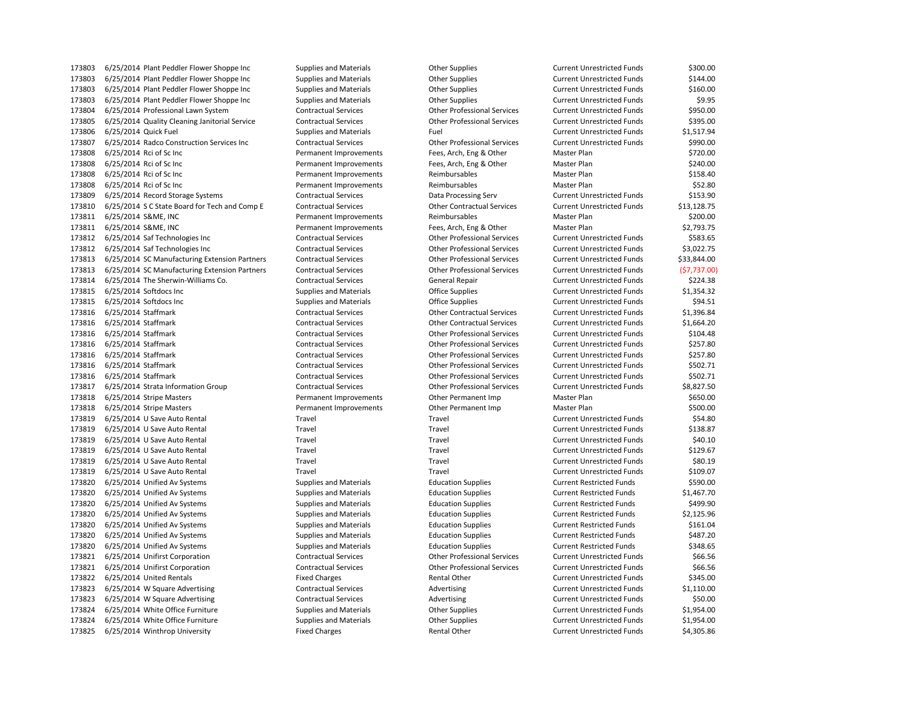| | | | | | | |
|---|---|---|---|---|---|---|
| 173803 | 6/25/2014 | Plant Peddler Flower Shoppe Inc | Supplies and Materials | Other Supplies | Current Unrestricted Funds | $300.00 |
| 173803 | 6/25/2014 | Plant Peddler Flower Shoppe Inc | Supplies and Materials | Other Supplies | Current Unrestricted Funds | $144.00 |
| 173803 | 6/25/2014 | Plant Peddler Flower Shoppe Inc | Supplies and Materials | Other Supplies | Current Unrestricted Funds | $160.00 |
| 173803 | 6/25/2014 | Plant Peddler Flower Shoppe Inc | Supplies and Materials | Other Supplies | Current Unrestricted Funds | $9.95 |
| 173804 | 6/25/2014 | Professional Lawn System | Contractual Services | Other Professional Services | Current Unrestricted Funds | $950.00 |
| 173805 | 6/25/2014 | Quality Cleaning Janitorial Service | Contractual Services | Other Professional Services | Current Unrestricted Funds | $395.00 |
| 173806 | 6/25/2014 | Quick Fuel | Supplies and Materials | Fuel | Current Unrestricted Funds | $1,517.94 |
| 173807 | 6/25/2014 | Radco Construction Services Inc | Contractual Services | Other Professional Services | Current Unrestricted Funds | $990.00 |
| 173808 | 6/25/2014 | Rci of Sc Inc | Permanent Improvements | Fees, Arch, Eng & Other | Master Plan | $720.00 |
| 173808 | 6/25/2014 | Rci of Sc Inc | Permanent Improvements | Fees, Arch, Eng & Other | Master Plan | $240.00 |
| 173808 | 6/25/2014 | Rci of Sc Inc | Permanent Improvements | Reimbursables | Master Plan | $158.40 |
| 173808 | 6/25/2014 | Rci of Sc Inc | Permanent Improvements | Reimbursables | Master Plan | $52.80 |
| 173809 | 6/25/2014 | Record Storage Systems | Contractual Services | Data Processing Serv | Current Unrestricted Funds | $153.90 |
| 173810 | 6/25/2014 | S C State Board for Tech and Comp E | Contractual Services | Other Contractual Services | Current Unrestricted Funds | $13,128.75 |
| 173811 | 6/25/2014 | S&ME, INC | Permanent Improvements | Reimbursables | Master Plan | $200.00 |
| 173811 | 6/25/2014 | S&ME, INC | Permanent Improvements | Fees, Arch, Eng & Other | Master Plan | $2,793.75 |
| 173812 | 6/25/2014 | Saf Technologies Inc | Contractual Services | Other Professional Services | Current Unrestricted Funds | $583.65 |
| 173812 | 6/25/2014 | Saf Technologies Inc | Contractual Services | Other Professional Services | Current Unrestricted Funds | $3,022.75 |
| 173813 | 6/25/2014 | SC Manufacturing Extension Partners | Contractual Services | Other Professional Services | Current Unrestricted Funds | $33,844.00 |
| 173813 | 6/25/2014 | SC Manufacturing Extension Partners | Contractual Services | Other Professional Services | Current Unrestricted Funds | ($7,737.00) |
| 173814 | 6/25/2014 | The Sherwin-Williams Co. | Contractual Services | General Repair | Current Unrestricted Funds | $224.38 |
| 173815 | 6/25/2014 | Softdocs Inc | Supplies and Materials | Office Supplies | Current Unrestricted Funds | $1,354.32 |
| 173815 | 6/25/2014 | Softdocs Inc | Supplies and Materials | Office Supplies | Current Unrestricted Funds | $94.51 |
| 173816 | 6/25/2014 | Staffmark | Contractual Services | Other Contractual Services | Current Unrestricted Funds | $1,396.84 |
| 173816 | 6/25/2014 | Staffmark | Contractual Services | Other Contractual Services | Current Unrestricted Funds | $1,664.20 |
| 173816 | 6/25/2014 | Staffmark | Contractual Services | Other Professional Services | Current Unrestricted Funds | $104.48 |
| 173816 | 6/25/2014 | Staffmark | Contractual Services | Other Professional Services | Current Unrestricted Funds | $257.80 |
| 173816 | 6/25/2014 | Staffmark | Contractual Services | Other Professional Services | Current Unrestricted Funds | $257.80 |
| 173816 | 6/25/2014 | Staffmark | Contractual Services | Other Professional Services | Current Unrestricted Funds | $502.71 |
| 173816 | 6/25/2014 | Staffmark | Contractual Services | Other Professional Services | Current Unrestricted Funds | $502.71 |
| 173817 | 6/25/2014 | Strata Information Group | Contractual Services | Other Professional Services | Current Unrestricted Funds | $8,827.50 |
| 173818 | 6/25/2014 | Stripe Masters | Permanent Improvements | Other Permanent Imp | Master Plan | $650.00 |
| 173818 | 6/25/2014 | Stripe Masters | Permanent Improvements | Other Permanent Imp | Master Plan | $500.00 |
| 173819 | 6/25/2014 | U Save Auto Rental | Travel | Travel | Current Unrestricted Funds | $54.80 |
| 173819 | 6/25/2014 | U Save Auto Rental | Travel | Travel | Current Unrestricted Funds | $138.87 |
| 173819 | 6/25/2014 | U Save Auto Rental | Travel | Travel | Current Unrestricted Funds | $40.10 |
| 173819 | 6/25/2014 | U Save Auto Rental | Travel | Travel | Current Unrestricted Funds | $129.67 |
| 173819 | 6/25/2014 | U Save Auto Rental | Travel | Travel | Current Unrestricted Funds | $80.19 |
| 173819 | 6/25/2014 | U Save Auto Rental | Travel | Travel | Current Unrestricted Funds | $109.07 |
| 173820 | 6/25/2014 | Unified Av Systems | Supplies and Materials | Education Supplies | Current Restricted Funds | $590.00 |
| 173820 | 6/25/2014 | Unified Av Systems | Supplies and Materials | Education Supplies | Current Restricted Funds | $1,467.70 |
| 173820 | 6/25/2014 | Unified Av Systems | Supplies and Materials | Education Supplies | Current Restricted Funds | $499.90 |
| 173820 | 6/25/2014 | Unified Av Systems | Supplies and Materials | Education Supplies | Current Restricted Funds | $2,125.96 |
| 173820 | 6/25/2014 | Unified Av Systems | Supplies and Materials | Education Supplies | Current Restricted Funds | $161.04 |
| 173820 | 6/25/2014 | Unified Av Systems | Supplies and Materials | Education Supplies | Current Restricted Funds | $487.20 |
| 173820 | 6/25/2014 | Unified Av Systems | Supplies and Materials | Education Supplies | Current Restricted Funds | $348.65 |
| 173821 | 6/25/2014 | Unifirst Corporation | Contractual Services | Other Professional Services | Current Unrestricted Funds | $66.56 |
| 173821 | 6/25/2014 | Unifirst Corporation | Contractual Services | Other Professional Services | Current Unrestricted Funds | $66.56 |
| 173822 | 6/25/2014 | United Rentals | Fixed Charges | Rental Other | Current Unrestricted Funds | $345.00 |
| 173823 | 6/25/2014 | W Square Advertising | Contractual Services | Advertising | Current Unrestricted Funds | $1,110.00 |
| 173823 | 6/25/2014 | W Square Advertising | Contractual Services | Advertising | Current Unrestricted Funds | $50.00 |
| 173824 | 6/25/2014 | White Office Furniture | Supplies and Materials | Other Supplies | Current Unrestricted Funds | $1,954.00 |
| 173824 | 6/25/2014 | White Office Furniture | Supplies and Materials | Other Supplies | Current Unrestricted Funds | $1,954.00 |
| 173825 | 6/25/2014 | Winthrop University | Fixed Charges | Rental Other | Current Unrestricted Funds | $4,305.86 |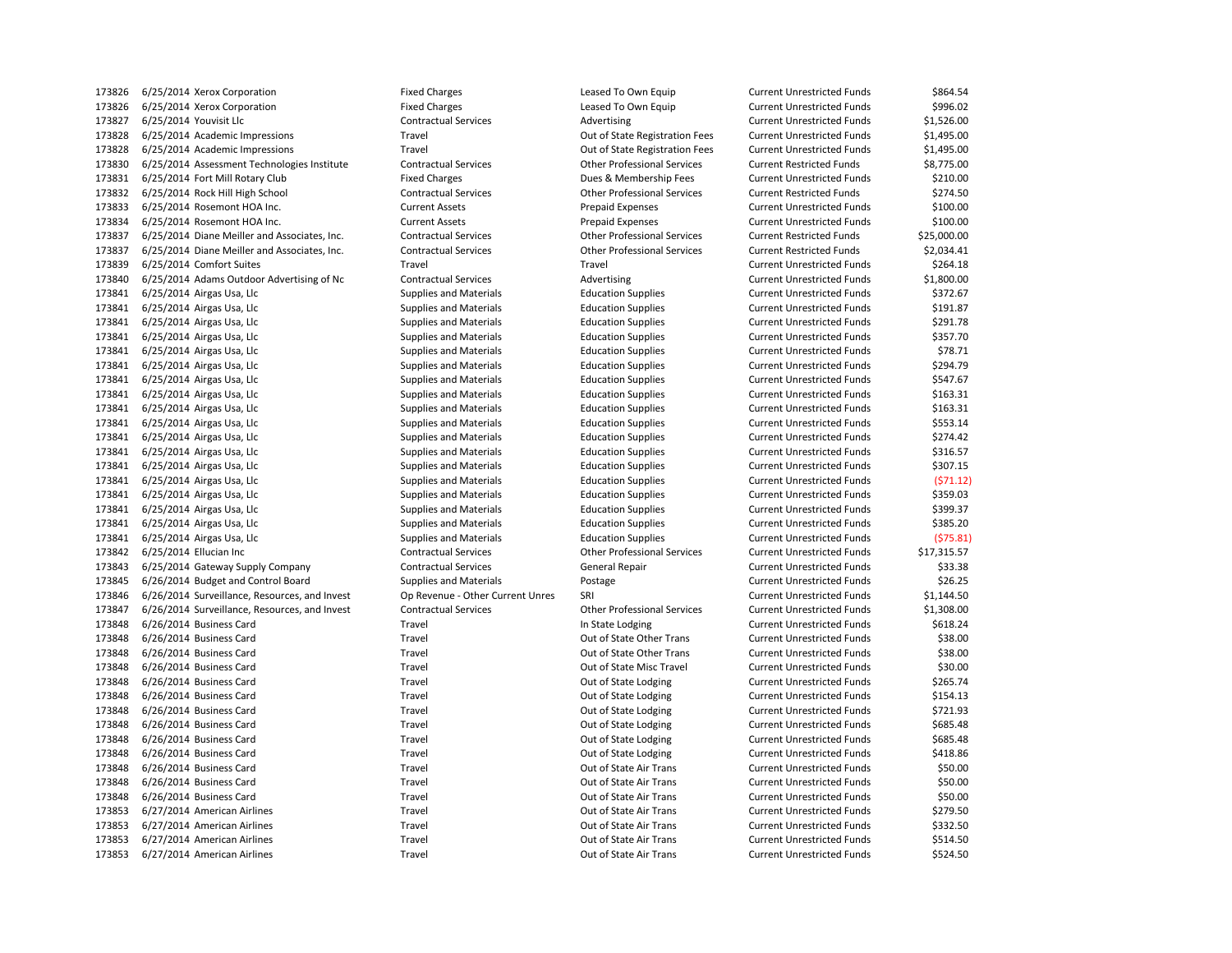| | | | | | | |
|---|---|---|---|---|---|---|
| 173826 | 6/25/2014 | Xerox Corporation | Fixed Charges | Leased To Own Equip | Current Unrestricted Funds | $864.54 |
| 173826 | 6/25/2014 | Xerox Corporation | Fixed Charges | Leased To Own Equip | Current Unrestricted Funds | $996.02 |
| 173827 | 6/25/2014 | Youvisit Llc | Contractual Services | Advertising | Current Unrestricted Funds | $1,526.00 |
| 173828 | 6/25/2014 | Academic Impressions | Travel | Out of State Registration Fees | Current Unrestricted Funds | $1,495.00 |
| 173828 | 6/25/2014 | Academic Impressions | Travel | Out of State Registration Fees | Current Unrestricted Funds | $1,495.00 |
| 173830 | 6/25/2014 | Assessment Technologies Institute | Contractual Services | Other Professional Services | Current Restricted Funds | $8,775.00 |
| 173831 | 6/25/2014 | Fort Mill Rotary Club | Fixed Charges | Dues & Membership Fees | Current Unrestricted Funds | $210.00 |
| 173832 | 6/25/2014 | Rock Hill High School | Contractual Services | Other Professional Services | Current Restricted Funds | $274.50 |
| 173833 | 6/25/2014 | Rosemont HOA Inc. | Current Assets | Prepaid Expenses | Current Unrestricted Funds | $100.00 |
| 173834 | 6/25/2014 | Rosemont HOA Inc. | Current Assets | Prepaid Expenses | Current Unrestricted Funds | $100.00 |
| 173837 | 6/25/2014 | Diane Meiller and Associates, Inc. | Contractual Services | Other Professional Services | Current Restricted Funds | $25,000.00 |
| 173837 | 6/25/2014 | Diane Meiller and Associates, Inc. | Contractual Services | Other Professional Services | Current Restricted Funds | $2,034.41 |
| 173839 | 6/25/2014 | Comfort Suites | Travel | Travel | Current Unrestricted Funds | $264.18 |
| 173840 | 6/25/2014 | Adams Outdoor Advertising of Nc | Contractual Services | Advertising | Current Unrestricted Funds | $1,800.00 |
| 173841 | 6/25/2014 | Airgas Usa, Llc | Supplies and Materials | Education Supplies | Current Unrestricted Funds | $372.67 |
| 173841 | 6/25/2014 | Airgas Usa, Llc | Supplies and Materials | Education Supplies | Current Unrestricted Funds | $191.87 |
| 173841 | 6/25/2014 | Airgas Usa, Llc | Supplies and Materials | Education Supplies | Current Unrestricted Funds | $291.78 |
| 173841 | 6/25/2014 | Airgas Usa, Llc | Supplies and Materials | Education Supplies | Current Unrestricted Funds | $357.70 |
| 173841 | 6/25/2014 | Airgas Usa, Llc | Supplies and Materials | Education Supplies | Current Unrestricted Funds | $78.71 |
| 173841 | 6/25/2014 | Airgas Usa, Llc | Supplies and Materials | Education Supplies | Current Unrestricted Funds | $294.79 |
| 173841 | 6/25/2014 | Airgas Usa, Llc | Supplies and Materials | Education Supplies | Current Unrestricted Funds | $547.67 |
| 173841 | 6/25/2014 | Airgas Usa, Llc | Supplies and Materials | Education Supplies | Current Unrestricted Funds | $163.31 |
| 173841 | 6/25/2014 | Airgas Usa, Llc | Supplies and Materials | Education Supplies | Current Unrestricted Funds | $163.31 |
| 173841 | 6/25/2014 | Airgas Usa, Llc | Supplies and Materials | Education Supplies | Current Unrestricted Funds | $553.14 |
| 173841 | 6/25/2014 | Airgas Usa, Llc | Supplies and Materials | Education Supplies | Current Unrestricted Funds | $274.42 |
| 173841 | 6/25/2014 | Airgas Usa, Llc | Supplies and Materials | Education Supplies | Current Unrestricted Funds | $316.57 |
| 173841 | 6/25/2014 | Airgas Usa, Llc | Supplies and Materials | Education Supplies | Current Unrestricted Funds | $307.15 |
| 173841 | 6/25/2014 | Airgas Usa, Llc | Supplies and Materials | Education Supplies | Current Unrestricted Funds | ($71.12) |
| 173841 | 6/25/2014 | Airgas Usa, Llc | Supplies and Materials | Education Supplies | Current Unrestricted Funds | $359.03 |
| 173841 | 6/25/2014 | Airgas Usa, Llc | Supplies and Materials | Education Supplies | Current Unrestricted Funds | $399.37 |
| 173841 | 6/25/2014 | Airgas Usa, Llc | Supplies and Materials | Education Supplies | Current Unrestricted Funds | $385.20 |
| 173841 | 6/25/2014 | Airgas Usa, Llc | Supplies and Materials | Education Supplies | Current Unrestricted Funds | ($75.81) |
| 173842 | 6/25/2014 | Ellucian Inc | Contractual Services | Other Professional Services | Current Unrestricted Funds | $17,315.57 |
| 173843 | 6/25/2014 | Gateway Supply Company | Contractual Services | General Repair | Current Unrestricted Funds | $33.38 |
| 173845 | 6/26/2014 | Budget and Control Board | Supplies and Materials | Postage | Current Unrestricted Funds | $26.25 |
| 173846 | 6/26/2014 | Surveillance, Resources, and Invest | Op Revenue - Other Current Unres | SRI | Current Unrestricted Funds | $1,144.50 |
| 173847 | 6/26/2014 | Surveillance, Resources, and Invest | Contractual Services | Other Professional Services | Current Unrestricted Funds | $1,308.00 |
| 173848 | 6/26/2014 | Business Card | Travel | In State Lodging | Current Unrestricted Funds | $618.24 |
| 173848 | 6/26/2014 | Business Card | Travel | Out of State Other Trans | Current Unrestricted Funds | $38.00 |
| 173848 | 6/26/2014 | Business Card | Travel | Out of State Other Trans | Current Unrestricted Funds | $38.00 |
| 173848 | 6/26/2014 | Business Card | Travel | Out of State Misc Travel | Current Unrestricted Funds | $30.00 |
| 173848 | 6/26/2014 | Business Card | Travel | Out of State Lodging | Current Unrestricted Funds | $265.74 |
| 173848 | 6/26/2014 | Business Card | Travel | Out of State Lodging | Current Unrestricted Funds | $154.13 |
| 173848 | 6/26/2014 | Business Card | Travel | Out of State Lodging | Current Unrestricted Funds | $721.93 |
| 173848 | 6/26/2014 | Business Card | Travel | Out of State Lodging | Current Unrestricted Funds | $685.48 |
| 173848 | 6/26/2014 | Business Card | Travel | Out of State Lodging | Current Unrestricted Funds | $685.48 |
| 173848 | 6/26/2014 | Business Card | Travel | Out of State Lodging | Current Unrestricted Funds | $418.86 |
| 173848 | 6/26/2014 | Business Card | Travel | Out of State Air Trans | Current Unrestricted Funds | $50.00 |
| 173848 | 6/26/2014 | Business Card | Travel | Out of State Air Trans | Current Unrestricted Funds | $50.00 |
| 173848 | 6/26/2014 | Business Card | Travel | Out of State Air Trans | Current Unrestricted Funds | $50.00 |
| 173853 | 6/27/2014 | American Airlines | Travel | Out of State Air Trans | Current Unrestricted Funds | $279.50 |
| 173853 | 6/27/2014 | American Airlines | Travel | Out of State Air Trans | Current Unrestricted Funds | $332.50 |
| 173853 | 6/27/2014 | American Airlines | Travel | Out of State Air Trans | Current Unrestricted Funds | $514.50 |
| 173853 | 6/27/2014 | American Airlines | Travel | Out of State Air Trans | Current Unrestricted Funds | $524.50 |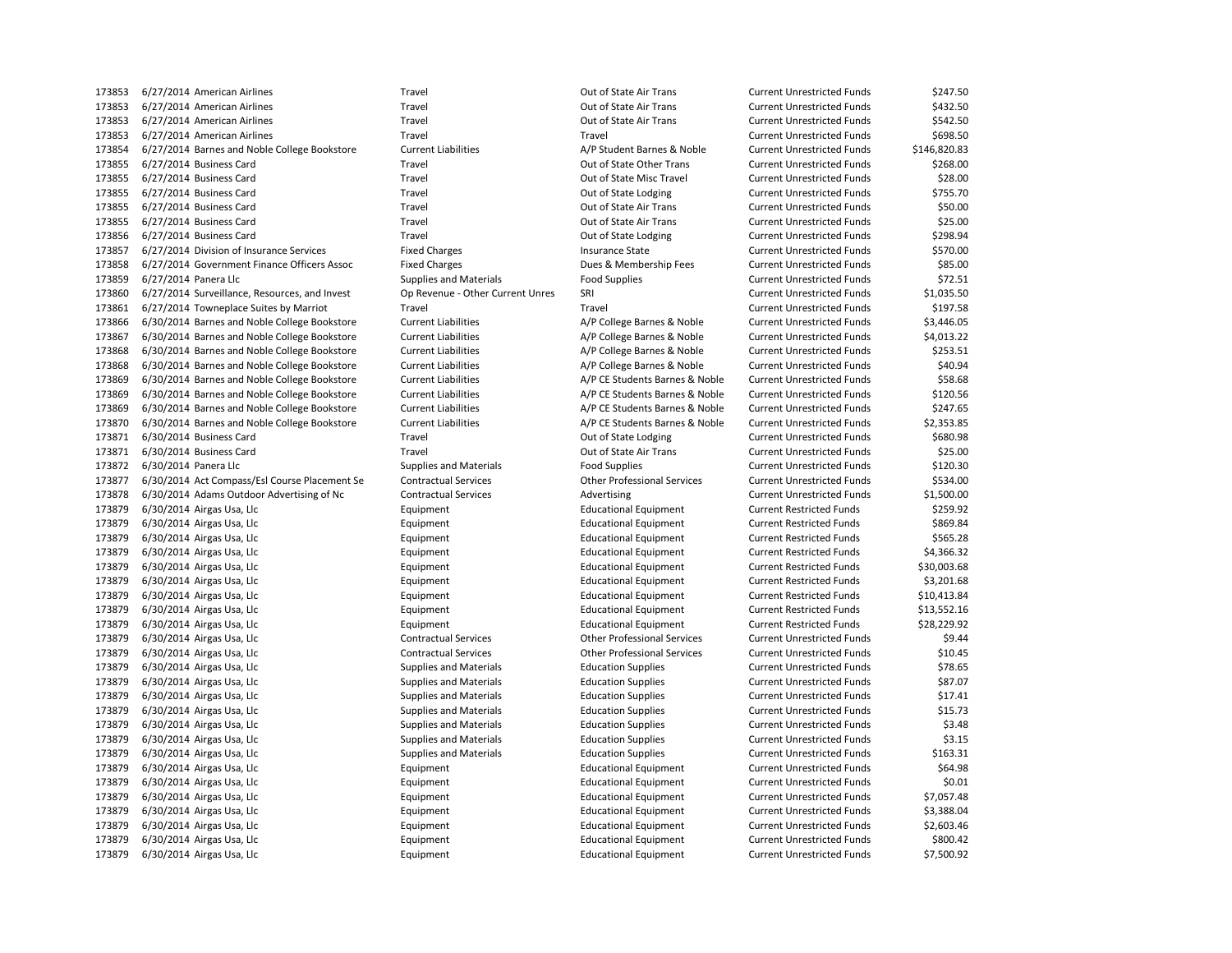| | | | | | | | |
|---|---|---|---|---|---|---|---|
| 173853 | 6/27/2014 | American Airlines | Travel | Out of State Air Trans | Current Unrestricted Funds | $247.50 |
| 173853 | 6/27/2014 | American Airlines | Travel | Out of State Air Trans | Current Unrestricted Funds | $432.50 |
| 173853 | 6/27/2014 | American Airlines | Travel | Out of State Air Trans | Current Unrestricted Funds | $542.50 |
| 173853 | 6/27/2014 | American Airlines | Travel | Travel | Current Unrestricted Funds | $698.50 |
| 173854 | 6/27/2014 | Barnes and Noble College Bookstore | Current Liabilities | A/P Student Barnes & Noble | Current Unrestricted Funds | $146,820.83 |
| 173855 | 6/27/2014 | Business Card | Travel | Out of State Other Trans | Current Unrestricted Funds | $268.00 |
| 173855 | 6/27/2014 | Business Card | Travel | Out of State Misc Travel | Current Unrestricted Funds | $28.00 |
| 173855 | 6/27/2014 | Business Card | Travel | Out of State Lodging | Current Unrestricted Funds | $755.70 |
| 173855 | 6/27/2014 | Business Card | Travel | Out of State Air Trans | Current Unrestricted Funds | $50.00 |
| 173855 | 6/27/2014 | Business Card | Travel | Out of State Air Trans | Current Unrestricted Funds | $25.00 |
| 173856 | 6/27/2014 | Business Card | Travel | Out of State Lodging | Current Unrestricted Funds | $298.94 |
| 173857 | 6/27/2014 | Division of Insurance Services | Fixed Charges | Insurance State | Current Unrestricted Funds | $570.00 |
| 173858 | 6/27/2014 | Government Finance Officers Assoc | Fixed Charges | Dues & Membership Fees | Current Unrestricted Funds | $85.00 |
| 173859 | 6/27/2014 | Panera Llc | Supplies and Materials | Food Supplies | Current Unrestricted Funds | $72.51 |
| 173860 | 6/27/2014 | Surveillance, Resources, and Invest | Op Revenue - Other Current Unres | SRI | Current Unrestricted Funds | $1,035.50 |
| 173861 | 6/27/2014 | Towneplace Suites by Marriot | Travel | Travel | Current Unrestricted Funds | $197.58 |
| 173866 | 6/30/2014 | Barnes and Noble College Bookstore | Current Liabilities | A/P College Barnes & Noble | Current Unrestricted Funds | $3,446.05 |
| 173867 | 6/30/2014 | Barnes and Noble College Bookstore | Current Liabilities | A/P College Barnes & Noble | Current Unrestricted Funds | $4,013.22 |
| 173868 | 6/30/2014 | Barnes and Noble College Bookstore | Current Liabilities | A/P College Barnes & Noble | Current Unrestricted Funds | $253.51 |
| 173868 | 6/30/2014 | Barnes and Noble College Bookstore | Current Liabilities | A/P College Barnes & Noble | Current Unrestricted Funds | $40.94 |
| 173869 | 6/30/2014 | Barnes and Noble College Bookstore | Current Liabilities | A/P CE Students Barnes & Noble | Current Unrestricted Funds | $58.68 |
| 173869 | 6/30/2014 | Barnes and Noble College Bookstore | Current Liabilities | A/P CE Students Barnes & Noble | Current Unrestricted Funds | $120.56 |
| 173869 | 6/30/2014 | Barnes and Noble College Bookstore | Current Liabilities | A/P CE Students Barnes & Noble | Current Unrestricted Funds | $247.65 |
| 173870 | 6/30/2014 | Barnes and Noble College Bookstore | Current Liabilities | A/P CE Students Barnes & Noble | Current Unrestricted Funds | $2,353.85 |
| 173871 | 6/30/2014 | Business Card | Travel | Out of State Lodging | Current Unrestricted Funds | $680.98 |
| 173871 | 6/30/2014 | Business Card | Travel | Out of State Air Trans | Current Unrestricted Funds | $25.00 |
| 173872 | 6/30/2014 | Panera Llc | Supplies and Materials | Food Supplies | Current Unrestricted Funds | $120.30 |
| 173877 | 6/30/2014 | Act Compass/Esl Course Placement Se | Contractual Services | Other Professional Services | Current Unrestricted Funds | $534.00 |
| 173878 | 6/30/2014 | Adams Outdoor Advertising of Nc | Contractual Services | Advertising | Current Unrestricted Funds | $1,500.00 |
| 173879 | 6/30/2014 | Airgas Usa, Llc | Equipment | Educational Equipment | Current Restricted Funds | $259.92 |
| 173879 | 6/30/2014 | Airgas Usa, Llc | Equipment | Educational Equipment | Current Restricted Funds | $869.84 |
| 173879 | 6/30/2014 | Airgas Usa, Llc | Equipment | Educational Equipment | Current Restricted Funds | $565.28 |
| 173879 | 6/30/2014 | Airgas Usa, Llc | Equipment | Educational Equipment | Current Restricted Funds | $4,366.32 |
| 173879 | 6/30/2014 | Airgas Usa, Llc | Equipment | Educational Equipment | Current Restricted Funds | $30,003.68 |
| 173879 | 6/30/2014 | Airgas Usa, Llc | Equipment | Educational Equipment | Current Restricted Funds | $3,201.68 |
| 173879 | 6/30/2014 | Airgas Usa, Llc | Equipment | Educational Equipment | Current Restricted Funds | $10,413.84 |
| 173879 | 6/30/2014 | Airgas Usa, Llc | Equipment | Educational Equipment | Current Restricted Funds | $13,552.16 |
| 173879 | 6/30/2014 | Airgas Usa, Llc | Equipment | Educational Equipment | Current Restricted Funds | $28,229.92 |
| 173879 | 6/30/2014 | Airgas Usa, Llc | Contractual Services | Other Professional Services | Current Unrestricted Funds | $9.44 |
| 173879 | 6/30/2014 | Airgas Usa, Llc | Contractual Services | Other Professional Services | Current Unrestricted Funds | $10.45 |
| 173879 | 6/30/2014 | Airgas Usa, Llc | Supplies and Materials | Education Supplies | Current Unrestricted Funds | $78.65 |
| 173879 | 6/30/2014 | Airgas Usa, Llc | Supplies and Materials | Education Supplies | Current Unrestricted Funds | $87.07 |
| 173879 | 6/30/2014 | Airgas Usa, Llc | Supplies and Materials | Education Supplies | Current Unrestricted Funds | $17.41 |
| 173879 | 6/30/2014 | Airgas Usa, Llc | Supplies and Materials | Education Supplies | Current Unrestricted Funds | $15.73 |
| 173879 | 6/30/2014 | Airgas Usa, Llc | Supplies and Materials | Education Supplies | Current Unrestricted Funds | $3.48 |
| 173879 | 6/30/2014 | Airgas Usa, Llc | Supplies and Materials | Education Supplies | Current Unrestricted Funds | $3.15 |
| 173879 | 6/30/2014 | Airgas Usa, Llc | Supplies and Materials | Education Supplies | Current Unrestricted Funds | $163.31 |
| 173879 | 6/30/2014 | Airgas Usa, Llc | Equipment | Educational Equipment | Current Unrestricted Funds | $64.98 |
| 173879 | 6/30/2014 | Airgas Usa, Llc | Equipment | Educational Equipment | Current Unrestricted Funds | $0.01 |
| 173879 | 6/30/2014 | Airgas Usa, Llc | Equipment | Educational Equipment | Current Unrestricted Funds | $7,057.48 |
| 173879 | 6/30/2014 | Airgas Usa, Llc | Equipment | Educational Equipment | Current Unrestricted Funds | $3,388.04 |
| 173879 | 6/30/2014 | Airgas Usa, Llc | Equipment | Educational Equipment | Current Unrestricted Funds | $2,603.46 |
| 173879 | 6/30/2014 | Airgas Usa, Llc | Equipment | Educational Equipment | Current Unrestricted Funds | $800.42 |
| 173879 | 6/30/2014 | Airgas Usa, Llc | Equipment | Educational Equipment | Current Unrestricted Funds | $7,500.92 |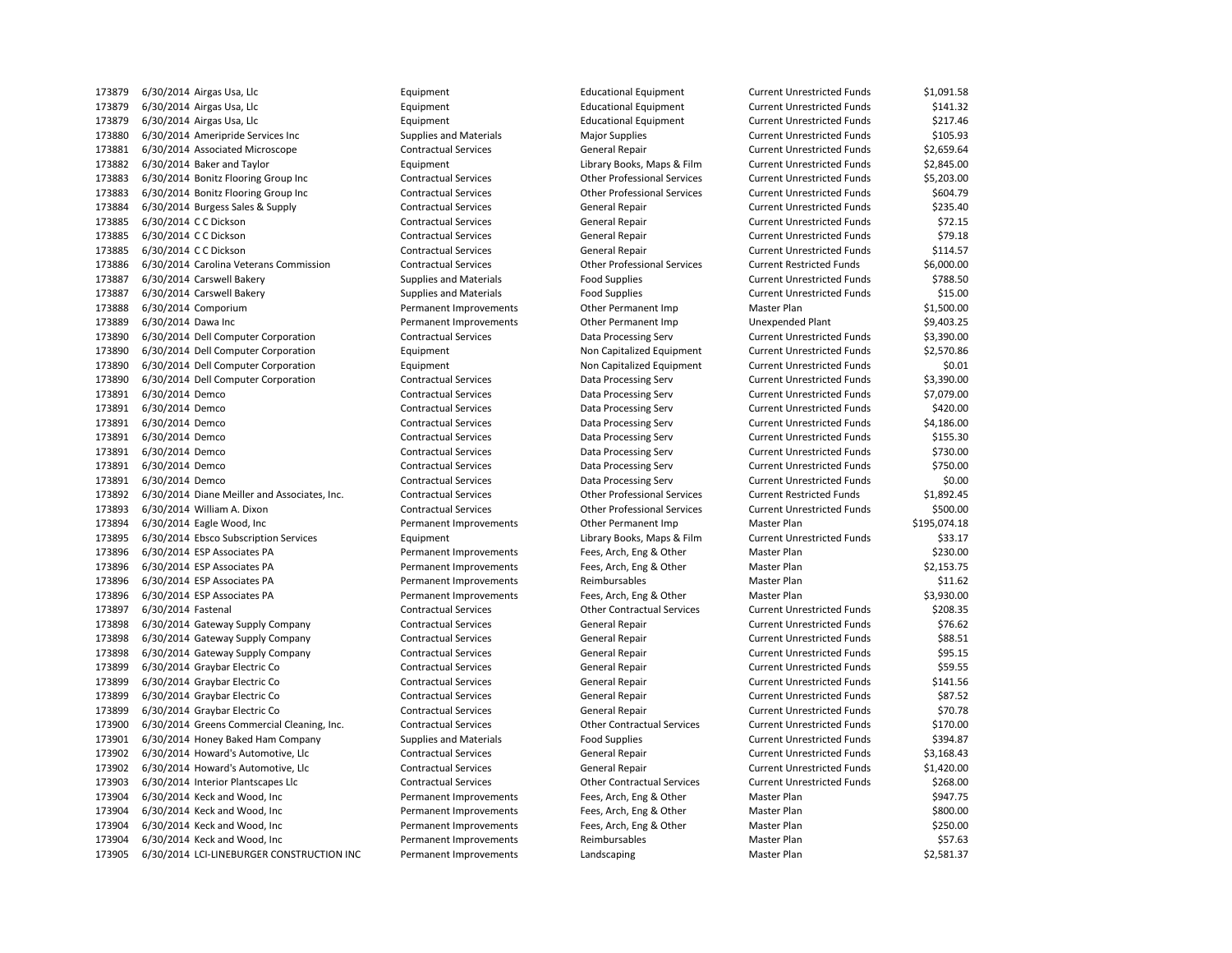| | | | | | | |
|---|---|---|---|---|---|---|
| 173879 | 6/30/2014 | Airgas Usa, Llc | Equipment | Educational Equipment | Current Unrestricted Funds | $1,091.58 |
| 173879 | 6/30/2014 | Airgas Usa, Llc | Equipment | Educational Equipment | Current Unrestricted Funds | $141.32 |
| 173879 | 6/30/2014 | Airgas Usa, Llc | Equipment | Educational Equipment | Current Unrestricted Funds | $217.46 |
| 173880 | 6/30/2014 | Ameripride Services Inc | Supplies and Materials | Major Supplies | Current Unrestricted Funds | $105.93 |
| 173881 | 6/30/2014 | Associated Microscope | Contractual Services | General Repair | Current Unrestricted Funds | $2,659.64 |
| 173882 | 6/30/2014 | Baker and Taylor | Equipment | Library Books, Maps & Film | Current Unrestricted Funds | $2,845.00 |
| 173883 | 6/30/2014 | Bonitz Flooring Group Inc | Contractual Services | Other Professional Services | Current Unrestricted Funds | $5,203.00 |
| 173883 | 6/30/2014 | Bonitz Flooring Group Inc | Contractual Services | Other Professional Services | Current Unrestricted Funds | $604.79 |
| 173884 | 6/30/2014 | Burgess Sales & Supply | Contractual Services | General Repair | Current Unrestricted Funds | $235.40 |
| 173885 | 6/30/2014 | C C Dickson | Contractual Services | General Repair | Current Unrestricted Funds | $72.15 |
| 173885 | 6/30/2014 | C C Dickson | Contractual Services | General Repair | Current Unrestricted Funds | $79.18 |
| 173885 | 6/30/2014 | C C Dickson | Contractual Services | General Repair | Current Unrestricted Funds | $114.57 |
| 173886 | 6/30/2014 | Carolina Veterans Commission | Contractual Services | Other Professional Services | Current Restricted Funds | $6,000.00 |
| 173887 | 6/30/2014 | Carswell Bakery | Supplies and Materials | Food Supplies | Current Unrestricted Funds | $788.50 |
| 173887 | 6/30/2014 | Carswell Bakery | Supplies and Materials | Food Supplies | Current Unrestricted Funds | $15.00 |
| 173888 | 6/30/2014 | Comporium | Permanent Improvements | Other Permanent Imp | Master Plan | $1,500.00 |
| 173889 | 6/30/2014 | Dawa Inc | Permanent Improvements | Other Permanent Imp | Unexpended Plant | $9,403.25 |
| 173890 | 6/30/2014 | Dell Computer Corporation | Contractual Services | Data Processing Serv | Current Unrestricted Funds | $3,390.00 |
| 173890 | 6/30/2014 | Dell Computer Corporation | Equipment | Non Capitalized Equipment | Current Unrestricted Funds | $2,570.86 |
| 173890 | 6/30/2014 | Dell Computer Corporation | Equipment | Non Capitalized Equipment | Current Unrestricted Funds | $0.01 |
| 173890 | 6/30/2014 | Dell Computer Corporation | Contractual Services | Data Processing Serv | Current Unrestricted Funds | $3,390.00 |
| 173891 | 6/30/2014 | Demco | Contractual Services | Data Processing Serv | Current Unrestricted Funds | $7,079.00 |
| 173891 | 6/30/2014 | Demco | Contractual Services | Data Processing Serv | Current Unrestricted Funds | $420.00 |
| 173891 | 6/30/2014 | Demco | Contractual Services | Data Processing Serv | Current Unrestricted Funds | $4,186.00 |
| 173891 | 6/30/2014 | Demco | Contractual Services | Data Processing Serv | Current Unrestricted Funds | $155.30 |
| 173891 | 6/30/2014 | Demco | Contractual Services | Data Processing Serv | Current Unrestricted Funds | $730.00 |
| 173891 | 6/30/2014 | Demco | Contractual Services | Data Processing Serv | Current Unrestricted Funds | $750.00 |
| 173891 | 6/30/2014 | Demco | Contractual Services | Data Processing Serv | Current Unrestricted Funds | $0.00 |
| 173892 | 6/30/2014 | Diane Meiller and Associates, Inc. | Contractual Services | Other Professional Services | Current Restricted Funds | $1,892.45 |
| 173893 | 6/30/2014 | William A. Dixon | Contractual Services | Other Professional Services | Current Unrestricted Funds | $500.00 |
| 173894 | 6/30/2014 | Eagle Wood, Inc | Permanent Improvements | Other Permanent Imp | Master Plan | $195,074.18 |
| 173895 | 6/30/2014 | Ebsco Subscription Services | Equipment | Library Books, Maps & Film | Current Unrestricted Funds | $33.17 |
| 173896 | 6/30/2014 | ESP Associates PA | Permanent Improvements | Fees, Arch, Eng & Other | Master Plan | $230.00 |
| 173896 | 6/30/2014 | ESP Associates PA | Permanent Improvements | Fees, Arch, Eng & Other | Master Plan | $2,153.75 |
| 173896 | 6/30/2014 | ESP Associates PA | Permanent Improvements | Reimbursables | Master Plan | $11.62 |
| 173896 | 6/30/2014 | ESP Associates PA | Permanent Improvements | Fees, Arch, Eng & Other | Master Plan | $3,930.00 |
| 173897 | 6/30/2014 | Fastenal | Contractual Services | Other Contractual Services | Current Unrestricted Funds | $208.35 |
| 173898 | 6/30/2014 | Gateway Supply Company | Contractual Services | General Repair | Current Unrestricted Funds | $76.62 |
| 173898 | 6/30/2014 | Gateway Supply Company | Contractual Services | General Repair | Current Unrestricted Funds | $88.51 |
| 173898 | 6/30/2014 | Gateway Supply Company | Contractual Services | General Repair | Current Unrestricted Funds | $95.15 |
| 173899 | 6/30/2014 | Graybar Electric Co | Contractual Services | General Repair | Current Unrestricted Funds | $59.55 |
| 173899 | 6/30/2014 | Graybar Electric Co | Contractual Services | General Repair | Current Unrestricted Funds | $141.56 |
| 173899 | 6/30/2014 | Graybar Electric Co | Contractual Services | General Repair | Current Unrestricted Funds | $87.52 |
| 173899 | 6/30/2014 | Graybar Electric Co | Contractual Services | General Repair | Current Unrestricted Funds | $70.78 |
| 173900 | 6/30/2014 | Greens Commercial Cleaning, Inc. | Contractual Services | Other Contractual Services | Current Unrestricted Funds | $170.00 |
| 173901 | 6/30/2014 | Honey Baked Ham Company | Supplies and Materials | Food Supplies | Current Unrestricted Funds | $394.87 |
| 173902 | 6/30/2014 | Howard's Automotive, Llc | Contractual Services | General Repair | Current Unrestricted Funds | $3,168.43 |
| 173902 | 6/30/2014 | Howard's Automotive, Llc | Contractual Services | General Repair | Current Unrestricted Funds | $1,420.00 |
| 173903 | 6/30/2014 | Interior Plantscapes Llc | Contractual Services | Other Contractual Services | Current Unrestricted Funds | $268.00 |
| 173904 | 6/30/2014 | Keck and Wood, Inc | Permanent Improvements | Fees, Arch, Eng & Other | Master Plan | $947.75 |
| 173904 | 6/30/2014 | Keck and Wood, Inc | Permanent Improvements | Fees, Arch, Eng & Other | Master Plan | $800.00 |
| 173904 | 6/30/2014 | Keck and Wood, Inc | Permanent Improvements | Fees, Arch, Eng & Other | Master Plan | $250.00 |
| 173904 | 6/30/2014 | Keck and Wood, Inc | Permanent Improvements | Reimbursables | Master Plan | $57.63 |
| 173905 | 6/30/2014 | LCI-LINEBURGER CONSTRUCTION INC | Permanent Improvements | Landscaping | Master Plan | $2,581.37 |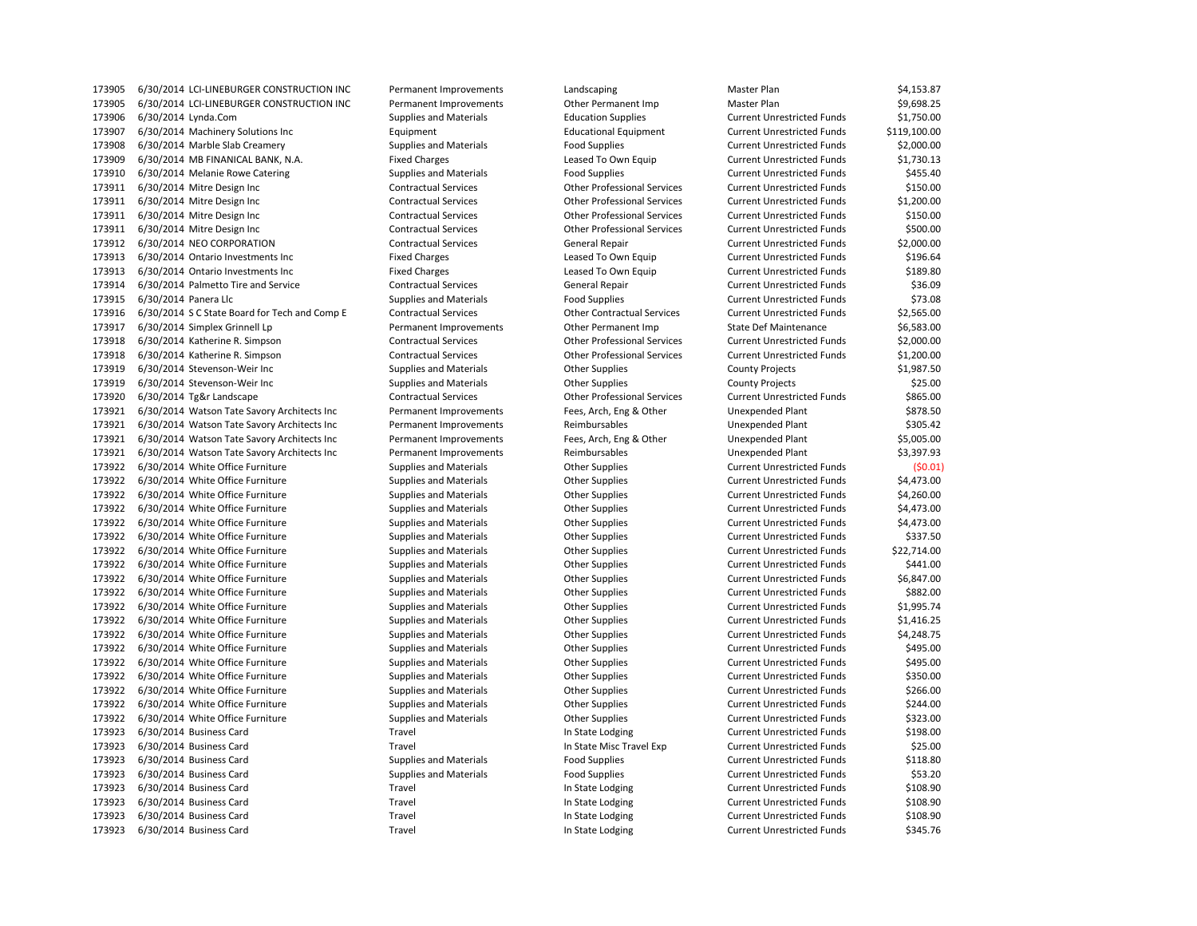| | | | | | | |
|---|---|---|---|---|---|---|
| 173905 | 6/30/2014 | LCI-LINEBURGER CONSTRUCTION INC | Permanent Improvements | Landscaping | Master Plan | $4,153.87 |
| 173905 | 6/30/2014 | LCI-LINEBURGER CONSTRUCTION INC | Permanent Improvements | Other Permanent Imp | Master Plan | $9,698.25 |
| 173906 | 6/30/2014 | Lynda.Com | Supplies and Materials | Education Supplies | Current Unrestricted Funds | $1,750.00 |
| 173907 | 6/30/2014 | Machinery Solutions Inc | Equipment | Educational Equipment | Current Unrestricted Funds | $119,100.00 |
| 173908 | 6/30/2014 | Marble Slab Creamery | Supplies and Materials | Food Supplies | Current Unrestricted Funds | $2,000.00 |
| 173909 | 6/30/2014 | MB FINANICAL BANK, N.A. | Fixed Charges | Leased To Own Equip | Current Unrestricted Funds | $1,730.13 |
| 173910 | 6/30/2014 | Melanie Rowe Catering | Supplies and Materials | Food Supplies | Current Unrestricted Funds | $455.40 |
| 173911 | 6/30/2014 | Mitre Design Inc | Contractual Services | Other Professional Services | Current Unrestricted Funds | $150.00 |
| 173911 | 6/30/2014 | Mitre Design Inc | Contractual Services | Other Professional Services | Current Unrestricted Funds | $1,200.00 |
| 173911 | 6/30/2014 | Mitre Design Inc | Contractual Services | Other Professional Services | Current Unrestricted Funds | $150.00 |
| 173911 | 6/30/2014 | Mitre Design Inc | Contractual Services | Other Professional Services | Current Unrestricted Funds | $500.00 |
| 173912 | 6/30/2014 | NEO CORPORATION | Contractual Services | General Repair | Current Unrestricted Funds | $2,000.00 |
| 173913 | 6/30/2014 | Ontario Investments Inc | Fixed Charges | Leased To Own Equip | Current Unrestricted Funds | $196.64 |
| 173913 | 6/30/2014 | Ontario Investments Inc | Fixed Charges | Leased To Own Equip | Current Unrestricted Funds | $189.80 |
| 173914 | 6/30/2014 | Palmetto Tire and Service | Contractual Services | General Repair | Current Unrestricted Funds | $36.09 |
| 173915 | 6/30/2014 | Panera Llc | Supplies and Materials | Food Supplies | Current Unrestricted Funds | $73.08 |
| 173916 | 6/30/2014 | S C State Board for Tech and Comp E | Contractual Services | Other Contractual Services | Current Unrestricted Funds | $2,565.00 |
| 173917 | 6/30/2014 | Simplex Grinnell Lp | Permanent Improvements | Other Permanent Imp | State Def Maintenance | $6,583.00 |
| 173918 | 6/30/2014 | Katherine R. Simpson | Contractual Services | Other Professional Services | Current Unrestricted Funds | $2,000.00 |
| 173918 | 6/30/2014 | Katherine R. Simpson | Contractual Services | Other Professional Services | Current Unrestricted Funds | $1,200.00 |
| 173919 | 6/30/2014 | Stevenson-Weir Inc | Supplies and Materials | Other Supplies | County Projects | $1,987.50 |
| 173919 | 6/30/2014 | Stevenson-Weir Inc | Supplies and Materials | Other Supplies | County Projects | $25.00 |
| 173920 | 6/30/2014 | Tg&r Landscape | Contractual Services | Other Professional Services | Current Unrestricted Funds | $865.00 |
| 173921 | 6/30/2014 | Watson Tate Savory Architects Inc | Permanent Improvements | Fees, Arch, Eng & Other | Unexpended Plant | $878.50 |
| 173921 | 6/30/2014 | Watson Tate Savory Architects Inc | Permanent Improvements | Reimbursables | Unexpended Plant | $305.42 |
| 173921 | 6/30/2014 | Watson Tate Savory Architects Inc | Permanent Improvements | Fees, Arch, Eng & Other | Unexpended Plant | $5,005.00 |
| 173921 | 6/30/2014 | Watson Tate Savory Architects Inc | Permanent Improvements | Reimbursables | Unexpended Plant | $3,397.93 |
| 173922 | 6/30/2014 | White Office Furniture | Supplies and Materials | Other Supplies | Current Unrestricted Funds | ($0.01) |
| 173922 | 6/30/2014 | White Office Furniture | Supplies and Materials | Other Supplies | Current Unrestricted Funds | $4,473.00 |
| 173922 | 6/30/2014 | White Office Furniture | Supplies and Materials | Other Supplies | Current Unrestricted Funds | $4,260.00 |
| 173922 | 6/30/2014 | White Office Furniture | Supplies and Materials | Other Supplies | Current Unrestricted Funds | $4,473.00 |
| 173922 | 6/30/2014 | White Office Furniture | Supplies and Materials | Other Supplies | Current Unrestricted Funds | $4,473.00 |
| 173922 | 6/30/2014 | White Office Furniture | Supplies and Materials | Other Supplies | Current Unrestricted Funds | $337.50 |
| 173922 | 6/30/2014 | White Office Furniture | Supplies and Materials | Other Supplies | Current Unrestricted Funds | $22,714.00 |
| 173922 | 6/30/2014 | White Office Furniture | Supplies and Materials | Other Supplies | Current Unrestricted Funds | $441.00 |
| 173922 | 6/30/2014 | White Office Furniture | Supplies and Materials | Other Supplies | Current Unrestricted Funds | $6,847.00 |
| 173922 | 6/30/2014 | White Office Furniture | Supplies and Materials | Other Supplies | Current Unrestricted Funds | $882.00 |
| 173922 | 6/30/2014 | White Office Furniture | Supplies and Materials | Other Supplies | Current Unrestricted Funds | $1,995.74 |
| 173922 | 6/30/2014 | White Office Furniture | Supplies and Materials | Other Supplies | Current Unrestricted Funds | $1,416.25 |
| 173922 | 6/30/2014 | White Office Furniture | Supplies and Materials | Other Supplies | Current Unrestricted Funds | $4,248.75 |
| 173922 | 6/30/2014 | White Office Furniture | Supplies and Materials | Other Supplies | Current Unrestricted Funds | $495.00 |
| 173922 | 6/30/2014 | White Office Furniture | Supplies and Materials | Other Supplies | Current Unrestricted Funds | $495.00 |
| 173922 | 6/30/2014 | White Office Furniture | Supplies and Materials | Other Supplies | Current Unrestricted Funds | $350.00 |
| 173922 | 6/30/2014 | White Office Furniture | Supplies and Materials | Other Supplies | Current Unrestricted Funds | $266.00 |
| 173922 | 6/30/2014 | White Office Furniture | Supplies and Materials | Other Supplies | Current Unrestricted Funds | $244.00 |
| 173922 | 6/30/2014 | White Office Furniture | Supplies and Materials | Other Supplies | Current Unrestricted Funds | $323.00 |
| 173923 | 6/30/2014 | Business Card | Travel | In State Lodging | Current Unrestricted Funds | $198.00 |
| 173923 | 6/30/2014 | Business Card | Travel | In State Misc Travel Exp | Current Unrestricted Funds | $25.00 |
| 173923 | 6/30/2014 | Business Card | Supplies and Materials | Food Supplies | Current Unrestricted Funds | $118.80 |
| 173923 | 6/30/2014 | Business Card | Supplies and Materials | Food Supplies | Current Unrestricted Funds | $53.20 |
| 173923 | 6/30/2014 | Business Card | Travel | In State Lodging | Current Unrestricted Funds | $108.90 |
| 173923 | 6/30/2014 | Business Card | Travel | In State Lodging | Current Unrestricted Funds | $108.90 |
| 173923 | 6/30/2014 | Business Card | Travel | In State Lodging | Current Unrestricted Funds | $108.90 |
| 173923 | 6/30/2014 | Business Card | Travel | In State Lodging | Current Unrestricted Funds | $345.76 |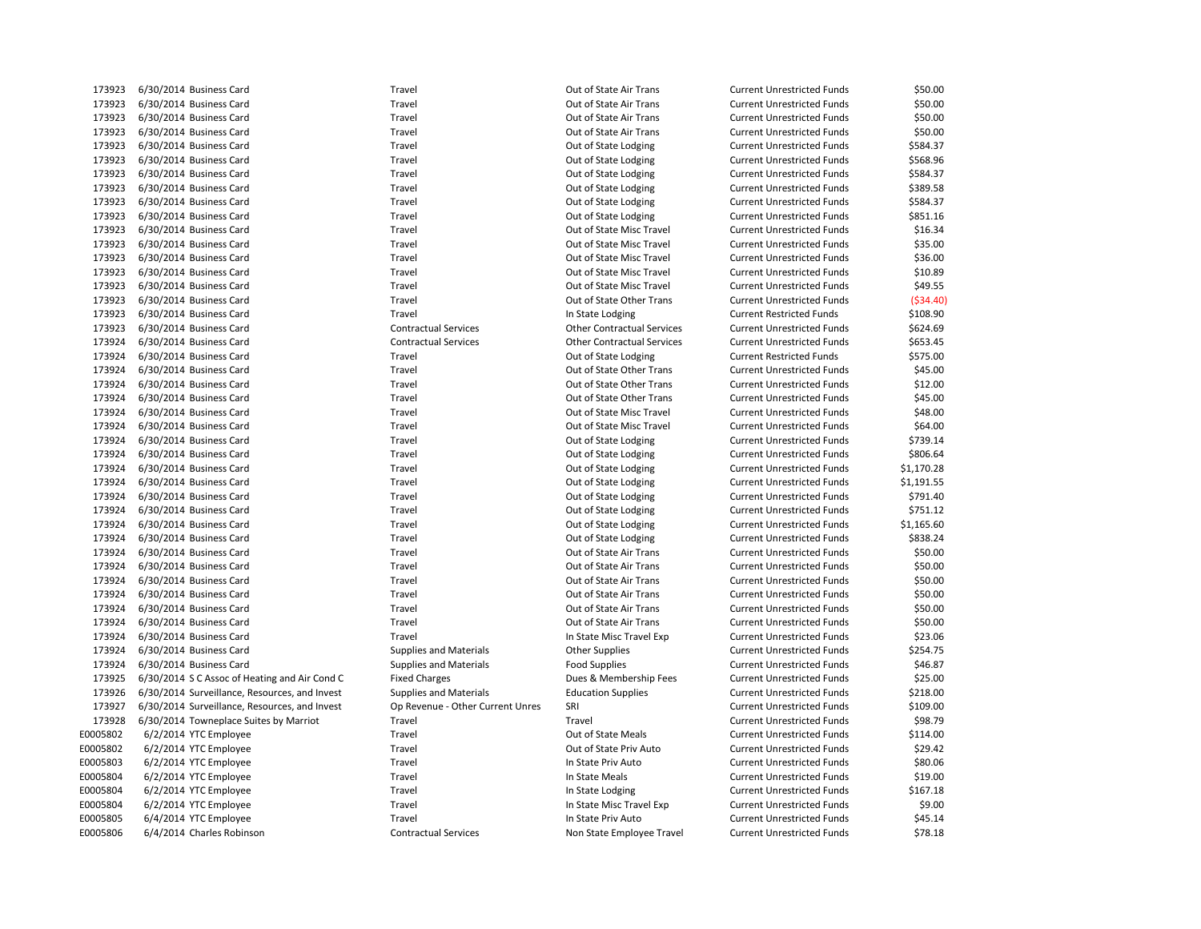| | | | | | | |
|---|---|---|---|---|---|---|
| 173923 | 6/30/2014 | Business Card | Travel | Out of State Air Trans | Current Unrestricted Funds | $50.00 |
| 173923 | 6/30/2014 | Business Card | Travel | Out of State Air Trans | Current Unrestricted Funds | $50.00 |
| 173923 | 6/30/2014 | Business Card | Travel | Out of State Air Trans | Current Unrestricted Funds | $50.00 |
| 173923 | 6/30/2014 | Business Card | Travel | Out of State Air Trans | Current Unrestricted Funds | $50.00 |
| 173923 | 6/30/2014 | Business Card | Travel | Out of State Lodging | Current Unrestricted Funds | $584.37 |
| 173923 | 6/30/2014 | Business Card | Travel | Out of State Lodging | Current Unrestricted Funds | $568.96 |
| 173923 | 6/30/2014 | Business Card | Travel | Out of State Lodging | Current Unrestricted Funds | $584.37 |
| 173923 | 6/30/2014 | Business Card | Travel | Out of State Lodging | Current Unrestricted Funds | $389.58 |
| 173923 | 6/30/2014 | Business Card | Travel | Out of State Lodging | Current Unrestricted Funds | $584.37 |
| 173923 | 6/30/2014 | Business Card | Travel | Out of State Lodging | Current Unrestricted Funds | $851.16 |
| 173923 | 6/30/2014 | Business Card | Travel | Out of State Misc Travel | Current Unrestricted Funds | $16.34 |
| 173923 | 6/30/2014 | Business Card | Travel | Out of State Misc Travel | Current Unrestricted Funds | $35.00 |
| 173923 | 6/30/2014 | Business Card | Travel | Out of State Misc Travel | Current Unrestricted Funds | $36.00 |
| 173923 | 6/30/2014 | Business Card | Travel | Out of State Misc Travel | Current Unrestricted Funds | $10.89 |
| 173923 | 6/30/2014 | Business Card | Travel | Out of State Misc Travel | Current Unrestricted Funds | $49.55 |
| 173923 | 6/30/2014 | Business Card | Travel | Out of State Other Trans | Current Unrestricted Funds | ($34.40) |
| 173923 | 6/30/2014 | Business Card | Travel | In State Lodging | Current Restricted Funds | $108.90 |
| 173923 | 6/30/2014 | Business Card | Contractual Services | Other Contractual Services | Current Unrestricted Funds | $624.69 |
| 173924 | 6/30/2014 | Business Card | Contractual Services | Other Contractual Services | Current Unrestricted Funds | $653.45 |
| 173924 | 6/30/2014 | Business Card | Travel | Out of State Lodging | Current Restricted Funds | $575.00 |
| 173924 | 6/30/2014 | Business Card | Travel | Out of State Other Trans | Current Unrestricted Funds | $45.00 |
| 173924 | 6/30/2014 | Business Card | Travel | Out of State Other Trans | Current Unrestricted Funds | $12.00 |
| 173924 | 6/30/2014 | Business Card | Travel | Out of State Other Trans | Current Unrestricted Funds | $45.00 |
| 173924 | 6/30/2014 | Business Card | Travel | Out of State Misc Travel | Current Unrestricted Funds | $48.00 |
| 173924 | 6/30/2014 | Business Card | Travel | Out of State Misc Travel | Current Unrestricted Funds | $64.00 |
| 173924 | 6/30/2014 | Business Card | Travel | Out of State Lodging | Current Unrestricted Funds | $739.14 |
| 173924 | 6/30/2014 | Business Card | Travel | Out of State Lodging | Current Unrestricted Funds | $806.64 |
| 173924 | 6/30/2014 | Business Card | Travel | Out of State Lodging | Current Unrestricted Funds | $1,170.28 |
| 173924 | 6/30/2014 | Business Card | Travel | Out of State Lodging | Current Unrestricted Funds | $1,191.55 |
| 173924 | 6/30/2014 | Business Card | Travel | Out of State Lodging | Current Unrestricted Funds | $791.40 |
| 173924 | 6/30/2014 | Business Card | Travel | Out of State Lodging | Current Unrestricted Funds | $751.12 |
| 173924 | 6/30/2014 | Business Card | Travel | Out of State Lodging | Current Unrestricted Funds | $1,165.60 |
| 173924 | 6/30/2014 | Business Card | Travel | Out of State Lodging | Current Unrestricted Funds | $838.24 |
| 173924 | 6/30/2014 | Business Card | Travel | Out of State Air Trans | Current Unrestricted Funds | $50.00 |
| 173924 | 6/30/2014 | Business Card | Travel | Out of State Air Trans | Current Unrestricted Funds | $50.00 |
| 173924 | 6/30/2014 | Business Card | Travel | Out of State Air Trans | Current Unrestricted Funds | $50.00 |
| 173924 | 6/30/2014 | Business Card | Travel | Out of State Air Trans | Current Unrestricted Funds | $50.00 |
| 173924 | 6/30/2014 | Business Card | Travel | Out of State Air Trans | Current Unrestricted Funds | $50.00 |
| 173924 | 6/30/2014 | Business Card | Travel | Out of State Air Trans | Current Unrestricted Funds | $50.00 |
| 173924 | 6/30/2014 | Business Card | Travel | In State Misc Travel Exp | Current Unrestricted Funds | $23.06 |
| 173924 | 6/30/2014 | Business Card | Supplies and Materials | Other Supplies | Current Unrestricted Funds | $254.75 |
| 173924 | 6/30/2014 | Business Card | Supplies and Materials | Food Supplies | Current Unrestricted Funds | $46.87 |
| 173925 | 6/30/2014 | S C Assoc of Heating and Air Cond C | Fixed Charges | Dues & Membership Fees | Current Unrestricted Funds | $25.00 |
| 173926 | 6/30/2014 | Surveillance, Resources, and Invest | Supplies and Materials | Education Supplies | Current Unrestricted Funds | $218.00 |
| 173927 | 6/30/2014 | Surveillance, Resources, and Invest | Op Revenue - Other Current Unres | SRI | Current Unrestricted Funds | $109.00 |
| 173928 | 6/30/2014 | Towneplace Suites by Marriot | Travel | Travel | Current Unrestricted Funds | $98.79 |
| E0005802 | 6/2/2014 | YTC Employee | Travel | Out of State Meals | Current Unrestricted Funds | $114.00 |
| E0005802 | 6/2/2014 | YTC Employee | Travel | Out of State Priv Auto | Current Unrestricted Funds | $29.42 |
| E0005803 | 6/2/2014 | YTC Employee | Travel | In State Priv Auto | Current Unrestricted Funds | $80.06 |
| E0005804 | 6/2/2014 | YTC Employee | Travel | In State Meals | Current Unrestricted Funds | $19.00 |
| E0005804 | 6/2/2014 | YTC Employee | Travel | In State Lodging | Current Unrestricted Funds | $167.18 |
| E0005804 | 6/2/2014 | YTC Employee | Travel | In State Misc Travel Exp | Current Unrestricted Funds | $9.00 |
| E0005805 | 6/4/2014 | YTC Employee | Travel | In State Priv Auto | Current Unrestricted Funds | $45.14 |
| E0005806 | 6/4/2014 | Charles Robinson | Contractual Services | Non State Employee Travel | Current Unrestricted Funds | $78.18 |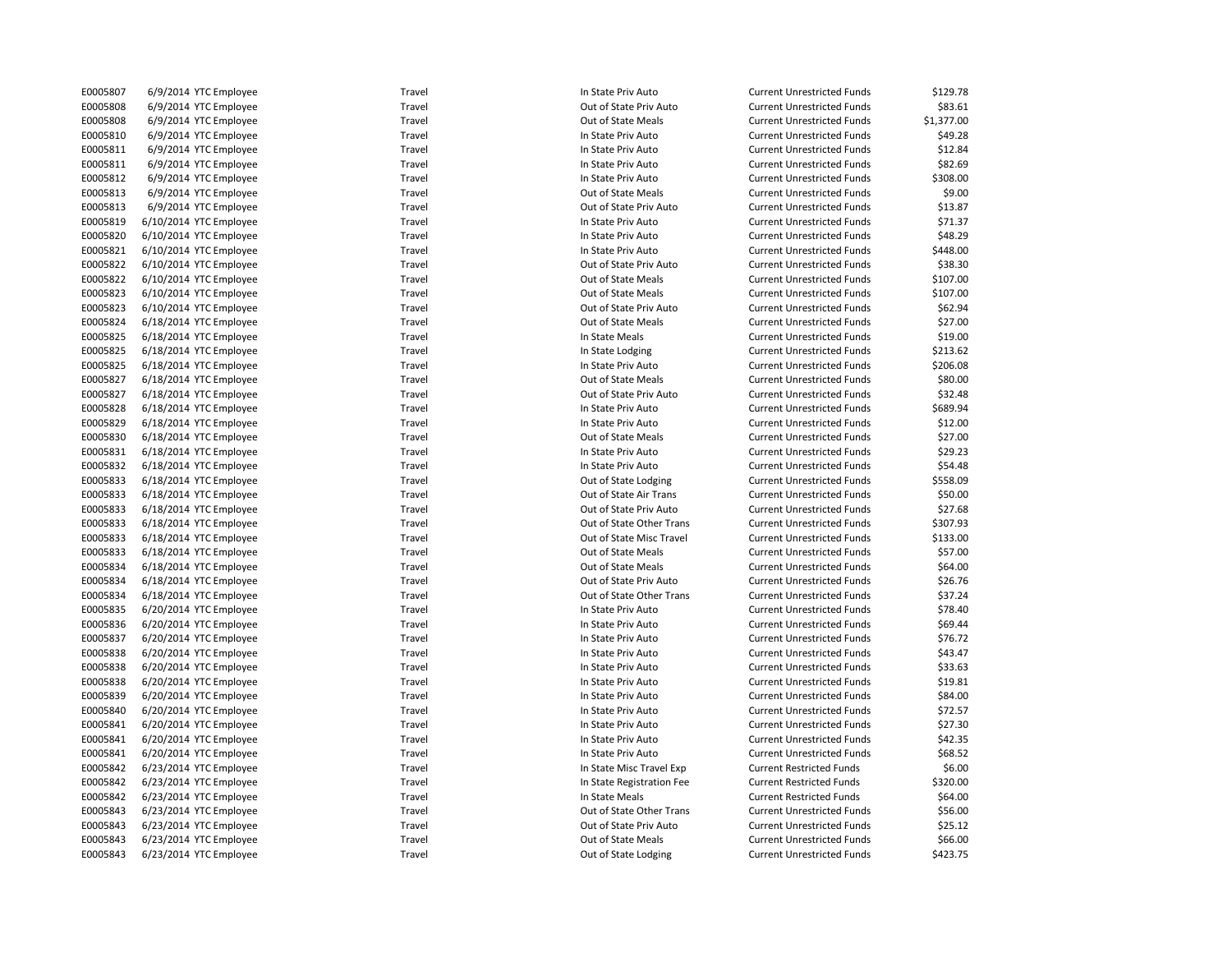| | | | | | | |
|---|---|---|---|---|---|---|
| E0005807 | 6/9/2014 | YTC Employee | Travel | In State Priv Auto | Current Unrestricted Funds | $129.78 |
| E0005808 | 6/9/2014 | YTC Employee | Travel | Out of State Priv Auto | Current Unrestricted Funds | $83.61 |
| E0005808 | 6/9/2014 | YTC Employee | Travel | Out of State Meals | Current Unrestricted Funds | $1,377.00 |
| E0005810 | 6/9/2014 | YTC Employee | Travel | In State Priv Auto | Current Unrestricted Funds | $49.28 |
| E0005811 | 6/9/2014 | YTC Employee | Travel | In State Priv Auto | Current Unrestricted Funds | $12.84 |
| E0005811 | 6/9/2014 | YTC Employee | Travel | In State Priv Auto | Current Unrestricted Funds | $82.69 |
| E0005812 | 6/9/2014 | YTC Employee | Travel | In State Priv Auto | Current Unrestricted Funds | $308.00 |
| E0005813 | 6/9/2014 | YTC Employee | Travel | Out of State Meals | Current Unrestricted Funds | $9.00 |
| E0005813 | 6/9/2014 | YTC Employee | Travel | Out of State Priv Auto | Current Unrestricted Funds | $13.87 |
| E0005819 | 6/10/2014 | YTC Employee | Travel | In State Priv Auto | Current Unrestricted Funds | $71.37 |
| E0005820 | 6/10/2014 | YTC Employee | Travel | In State Priv Auto | Current Unrestricted Funds | $48.29 |
| E0005821 | 6/10/2014 | YTC Employee | Travel | In State Priv Auto | Current Unrestricted Funds | $448.00 |
| E0005822 | 6/10/2014 | YTC Employee | Travel | Out of State Priv Auto | Current Unrestricted Funds | $38.30 |
| E0005822 | 6/10/2014 | YTC Employee | Travel | Out of State Meals | Current Unrestricted Funds | $107.00 |
| E0005823 | 6/10/2014 | YTC Employee | Travel | Out of State Meals | Current Unrestricted Funds | $107.00 |
| E0005823 | 6/10/2014 | YTC Employee | Travel | Out of State Priv Auto | Current Unrestricted Funds | $62.94 |
| E0005824 | 6/18/2014 | YTC Employee | Travel | Out of State Meals | Current Unrestricted Funds | $27.00 |
| E0005825 | 6/18/2014 | YTC Employee | Travel | In State Meals | Current Unrestricted Funds | $19.00 |
| E0005825 | 6/18/2014 | YTC Employee | Travel | In State Lodging | Current Unrestricted Funds | $213.62 |
| E0005825 | 6/18/2014 | YTC Employee | Travel | In State Priv Auto | Current Unrestricted Funds | $206.08 |
| E0005827 | 6/18/2014 | YTC Employee | Travel | Out of State Meals | Current Unrestricted Funds | $80.00 |
| E0005827 | 6/18/2014 | YTC Employee | Travel | Out of State Priv Auto | Current Unrestricted Funds | $32.48 |
| E0005828 | 6/18/2014 | YTC Employee | Travel | In State Priv Auto | Current Unrestricted Funds | $689.94 |
| E0005829 | 6/18/2014 | YTC Employee | Travel | In State Priv Auto | Current Unrestricted Funds | $12.00 |
| E0005830 | 6/18/2014 | YTC Employee | Travel | Out of State Meals | Current Unrestricted Funds | $27.00 |
| E0005831 | 6/18/2014 | YTC Employee | Travel | In State Priv Auto | Current Unrestricted Funds | $29.23 |
| E0005832 | 6/18/2014 | YTC Employee | Travel | In State Priv Auto | Current Unrestricted Funds | $54.48 |
| E0005833 | 6/18/2014 | YTC Employee | Travel | Out of State Lodging | Current Unrestricted Funds | $558.09 |
| E0005833 | 6/18/2014 | YTC Employee | Travel | Out of State Air Trans | Current Unrestricted Funds | $50.00 |
| E0005833 | 6/18/2014 | YTC Employee | Travel | Out of State Priv Auto | Current Unrestricted Funds | $27.68 |
| E0005833 | 6/18/2014 | YTC Employee | Travel | Out of State Other Trans | Current Unrestricted Funds | $307.93 |
| E0005833 | 6/18/2014 | YTC Employee | Travel | Out of State Misc Travel | Current Unrestricted Funds | $133.00 |
| E0005833 | 6/18/2014 | YTC Employee | Travel | Out of State Meals | Current Unrestricted Funds | $57.00 |
| E0005834 | 6/18/2014 | YTC Employee | Travel | Out of State Meals | Current Unrestricted Funds | $64.00 |
| E0005834 | 6/18/2014 | YTC Employee | Travel | Out of State Priv Auto | Current Unrestricted Funds | $26.76 |
| E0005834 | 6/18/2014 | YTC Employee | Travel | Out of State Other Trans | Current Unrestricted Funds | $37.24 |
| E0005835 | 6/20/2014 | YTC Employee | Travel | In State Priv Auto | Current Unrestricted Funds | $78.40 |
| E0005836 | 6/20/2014 | YTC Employee | Travel | In State Priv Auto | Current Unrestricted Funds | $69.44 |
| E0005837 | 6/20/2014 | YTC Employee | Travel | In State Priv Auto | Current Unrestricted Funds | $76.72 |
| E0005838 | 6/20/2014 | YTC Employee | Travel | In State Priv Auto | Current Unrestricted Funds | $43.47 |
| E0005838 | 6/20/2014 | YTC Employee | Travel | In State Priv Auto | Current Unrestricted Funds | $33.63 |
| E0005838 | 6/20/2014 | YTC Employee | Travel | In State Priv Auto | Current Unrestricted Funds | $19.81 |
| E0005839 | 6/20/2014 | YTC Employee | Travel | In State Priv Auto | Current Unrestricted Funds | $84.00 |
| E0005840 | 6/20/2014 | YTC Employee | Travel | In State Priv Auto | Current Unrestricted Funds | $72.57 |
| E0005841 | 6/20/2014 | YTC Employee | Travel | In State Priv Auto | Current Unrestricted Funds | $27.30 |
| E0005841 | 6/20/2014 | YTC Employee | Travel | In State Priv Auto | Current Unrestricted Funds | $42.35 |
| E0005841 | 6/20/2014 | YTC Employee | Travel | In State Priv Auto | Current Unrestricted Funds | $68.52 |
| E0005842 | 6/23/2014 | YTC Employee | Travel | In State Misc Travel Exp | Current Restricted Funds | $6.00 |
| E0005842 | 6/23/2014 | YTC Employee | Travel | In State Registration Fee | Current Restricted Funds | $320.00 |
| E0005842 | 6/23/2014 | YTC Employee | Travel | In State Meals | Current Restricted Funds | $64.00 |
| E0005843 | 6/23/2014 | YTC Employee | Travel | Out of State Other Trans | Current Unrestricted Funds | $56.00 |
| E0005843 | 6/23/2014 | YTC Employee | Travel | Out of State Priv Auto | Current Unrestricted Funds | $25.12 |
| E0005843 | 6/23/2014 | YTC Employee | Travel | Out of State Meals | Current Unrestricted Funds | $66.00 |
| E0005843 | 6/23/2014 | YTC Employee | Travel | Out of State Lodging | Current Unrestricted Funds | $423.75 |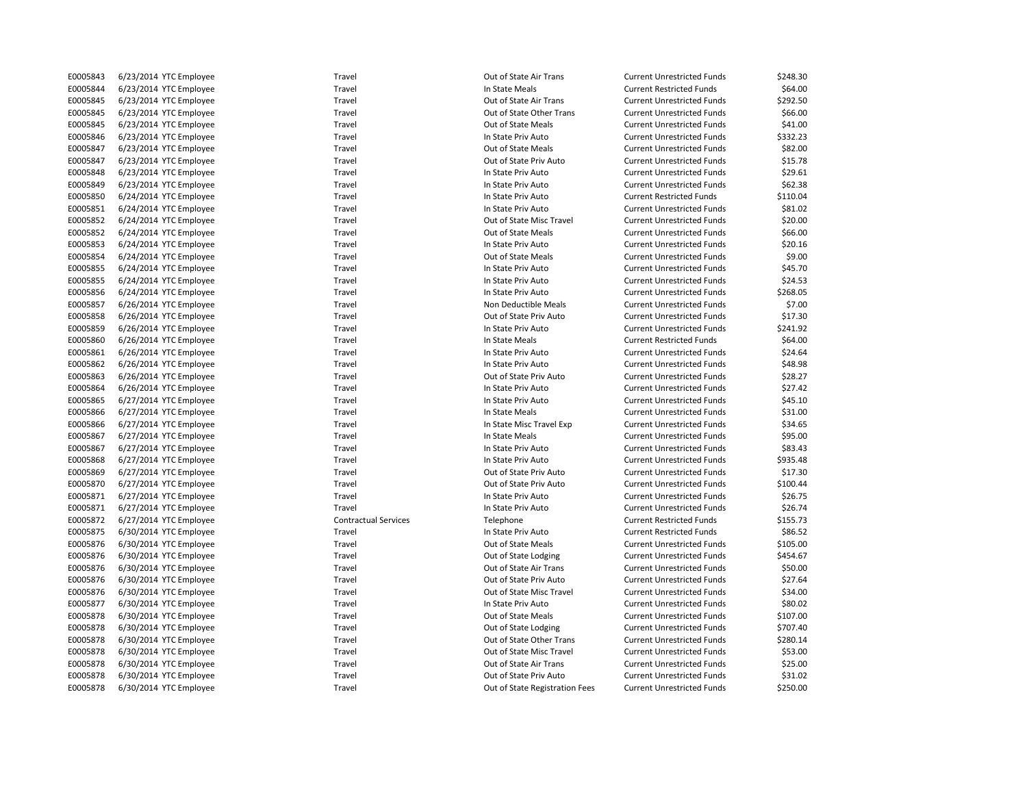| | | | | | | |
|---|---|---|---|---|---|---|
| E0005843 | 6/23/2014 | YTC Employee | Travel | Out of State Air Trans | Current Unrestricted Funds | $248.30 |
| E0005844 | 6/23/2014 | YTC Employee | Travel | In State Meals | Current Restricted Funds | $64.00 |
| E0005845 | 6/23/2014 | YTC Employee | Travel | Out of State Air Trans | Current Unrestricted Funds | $292.50 |
| E0005845 | 6/23/2014 | YTC Employee | Travel | Out of State Other Trans | Current Unrestricted Funds | $66.00 |
| E0005845 | 6/23/2014 | YTC Employee | Travel | Out of State Meals | Current Unrestricted Funds | $41.00 |
| E0005846 | 6/23/2014 | YTC Employee | Travel | In State Priv Auto | Current Unrestricted Funds | $332.23 |
| E0005847 | 6/23/2014 | YTC Employee | Travel | Out of State Meals | Current Unrestricted Funds | $82.00 |
| E0005847 | 6/23/2014 | YTC Employee | Travel | Out of State Priv Auto | Current Unrestricted Funds | $15.78 |
| E0005848 | 6/23/2014 | YTC Employee | Travel | In State Priv Auto | Current Unrestricted Funds | $29.61 |
| E0005849 | 6/23/2014 | YTC Employee | Travel | In State Priv Auto | Current Unrestricted Funds | $62.38 |
| E0005850 | 6/24/2014 | YTC Employee | Travel | In State Priv Auto | Current Restricted Funds | $110.04 |
| E0005851 | 6/24/2014 | YTC Employee | Travel | In State Priv Auto | Current Unrestricted Funds | $81.02 |
| E0005852 | 6/24/2014 | YTC Employee | Travel | Out of State Misc Travel | Current Unrestricted Funds | $20.00 |
| E0005852 | 6/24/2014 | YTC Employee | Travel | Out of State Meals | Current Unrestricted Funds | $66.00 |
| E0005853 | 6/24/2014 | YTC Employee | Travel | In State Priv Auto | Current Unrestricted Funds | $20.16 |
| E0005854 | 6/24/2014 | YTC Employee | Travel | Out of State Meals | Current Unrestricted Funds | $9.00 |
| E0005855 | 6/24/2014 | YTC Employee | Travel | In State Priv Auto | Current Unrestricted Funds | $45.70 |
| E0005855 | 6/24/2014 | YTC Employee | Travel | In State Priv Auto | Current Unrestricted Funds | $24.53 |
| E0005856 | 6/24/2014 | YTC Employee | Travel | In State Priv Auto | Current Unrestricted Funds | $268.05 |
| E0005857 | 6/26/2014 | YTC Employee | Travel | Non Deductible Meals | Current Unrestricted Funds | $7.00 |
| E0005858 | 6/26/2014 | YTC Employee | Travel | Out of State Priv Auto | Current Unrestricted Funds | $17.30 |
| E0005859 | 6/26/2014 | YTC Employee | Travel | In State Priv Auto | Current Unrestricted Funds | $241.92 |
| E0005860 | 6/26/2014 | YTC Employee | Travel | In State Meals | Current Restricted Funds | $64.00 |
| E0005861 | 6/26/2014 | YTC Employee | Travel | In State Priv Auto | Current Unrestricted Funds | $24.64 |
| E0005862 | 6/26/2014 | YTC Employee | Travel | In State Priv Auto | Current Unrestricted Funds | $48.98 |
| E0005863 | 6/26/2014 | YTC Employee | Travel | Out of State Priv Auto | Current Unrestricted Funds | $28.27 |
| E0005864 | 6/26/2014 | YTC Employee | Travel | In State Priv Auto | Current Unrestricted Funds | $27.42 |
| E0005865 | 6/27/2014 | YTC Employee | Travel | In State Priv Auto | Current Unrestricted Funds | $45.10 |
| E0005866 | 6/27/2014 | YTC Employee | Travel | In State Meals | Current Unrestricted Funds | $31.00 |
| E0005866 | 6/27/2014 | YTC Employee | Travel | In State Misc Travel Exp | Current Unrestricted Funds | $34.65 |
| E0005867 | 6/27/2014 | YTC Employee | Travel | In State Meals | Current Unrestricted Funds | $95.00 |
| E0005867 | 6/27/2014 | YTC Employee | Travel | In State Priv Auto | Current Unrestricted Funds | $83.43 |
| E0005868 | 6/27/2014 | YTC Employee | Travel | In State Priv Auto | Current Unrestricted Funds | $935.48 |
| E0005869 | 6/27/2014 | YTC Employee | Travel | Out of State Priv Auto | Current Unrestricted Funds | $17.30 |
| E0005870 | 6/27/2014 | YTC Employee | Travel | Out of State Priv Auto | Current Unrestricted Funds | $100.44 |
| E0005871 | 6/27/2014 | YTC Employee | Travel | In State Priv Auto | Current Unrestricted Funds | $26.75 |
| E0005871 | 6/27/2014 | YTC Employee | Travel | In State Priv Auto | Current Unrestricted Funds | $26.74 |
| E0005872 | 6/27/2014 | YTC Employee | Contractual Services | Telephone | Current Restricted Funds | $155.73 |
| E0005875 | 6/30/2014 | YTC Employee | Travel | In State Priv Auto | Current Restricted Funds | $86.52 |
| E0005876 | 6/30/2014 | YTC Employee | Travel | Out of State Meals | Current Unrestricted Funds | $105.00 |
| E0005876 | 6/30/2014 | YTC Employee | Travel | Out of State Lodging | Current Unrestricted Funds | $454.67 |
| E0005876 | 6/30/2014 | YTC Employee | Travel | Out of State Air Trans | Current Unrestricted Funds | $50.00 |
| E0005876 | 6/30/2014 | YTC Employee | Travel | Out of State Priv Auto | Current Unrestricted Funds | $27.64 |
| E0005876 | 6/30/2014 | YTC Employee | Travel | Out of State Misc Travel | Current Unrestricted Funds | $34.00 |
| E0005877 | 6/30/2014 | YTC Employee | Travel | In State Priv Auto | Current Unrestricted Funds | $80.02 |
| E0005878 | 6/30/2014 | YTC Employee | Travel | Out of State Meals | Current Unrestricted Funds | $107.00 |
| E0005878 | 6/30/2014 | YTC Employee | Travel | Out of State Lodging | Current Unrestricted Funds | $707.40 |
| E0005878 | 6/30/2014 | YTC Employee | Travel | Out of State Other Trans | Current Unrestricted Funds | $280.14 |
| E0005878 | 6/30/2014 | YTC Employee | Travel | Out of State Misc Travel | Current Unrestricted Funds | $53.00 |
| E0005878 | 6/30/2014 | YTC Employee | Travel | Out of State Air Trans | Current Unrestricted Funds | $25.00 |
| E0005878 | 6/30/2014 | YTC Employee | Travel | Out of State Priv Auto | Current Unrestricted Funds | $31.02 |
| E0005878 | 6/30/2014 | YTC Employee | Travel | Out of State Registration Fees | Current Unrestricted Funds | $250.00 |